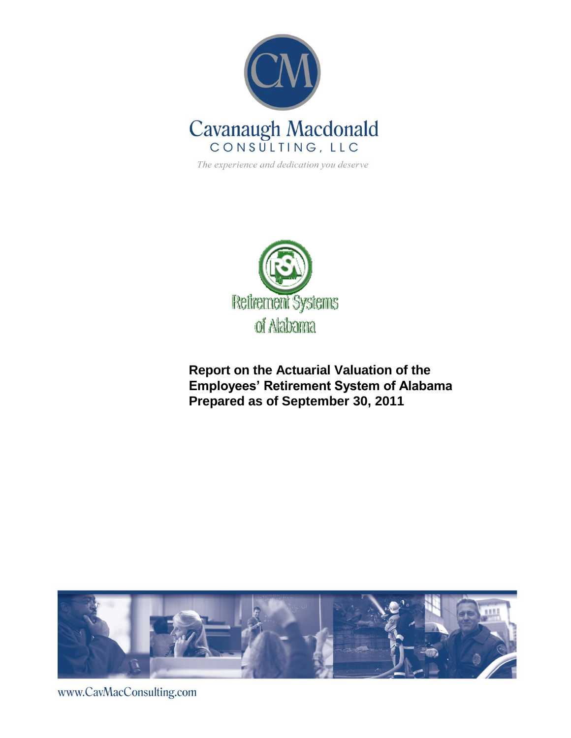Cavanaugh Macdonald
CONSULTING, LLC

*The experience and dedication you deserve*

Retirement Systems of Alabama

# Report on the Actuarial Valuation of the Employees' Retirement System of Alabama Prepared as of September 30, 2011

www.CavMacConsulting.com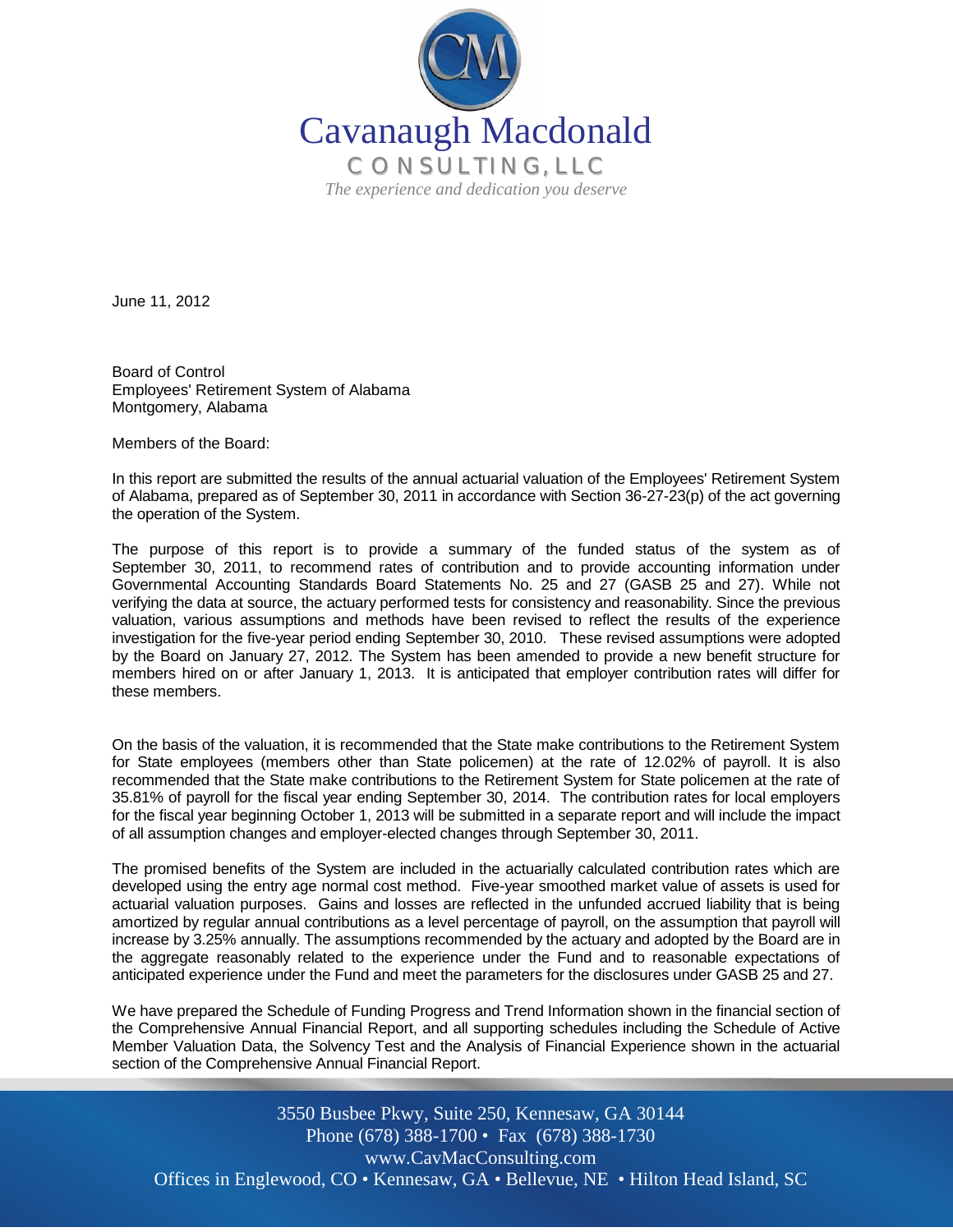Cavanaugh Macdonald

CONSULTING, LLC

*The experience and dedication you deserve*

June 11, 2012

Board of Control
Employees' Retirement System of Alabama
Montgomery, Alabama

Members of the Board:

In this report are submitted the results of the annual actuarial valuation of the Employees' Retirement System of Alabama, prepared as of September 30, 2011 in accordance with Section 36-27-23(p) of the act governing the operation of the System.

The purpose of this report is to provide a summary of the funded status of the system as of September 30, 2011, to recommend rates of contribution and to provide accounting information under Governmental Accounting Standards Board Statements No. 25 and 27 (GASB 25 and 27). While not verifying the data at source, the actuary performed tests for consistency and reasonability. Since the previous valuation, various assumptions and methods have been revised to reflect the results of the experience investigation for the five-year period ending September 30, 2010. These revised assumptions were adopted by the Board on January 27, 2012. The System has been amended to provide a new benefit structure for members hired on or after January 1, 2013. It is anticipated that employer contribution rates will differ for these members.

On the basis of the valuation, it is recommended that the State make contributions to the Retirement System for State employees (members other than State policemen) at the rate of 12.02% of payroll. It is also recommended that the State make contributions to the Retirement System for State policemen at the rate of 35.81% of payroll for the fiscal year ending September 30, 2014. The contribution rates for local employers for the fiscal year beginning October 1, 2013 will be submitted in a separate report and will include the impact of all assumption changes and employer-elected changes through September 30, 2011.

The promised benefits of the System are included in the actuarially calculated contribution rates which are developed using the entry age normal cost method. Five-year smoothed market value of assets is used for actuarial valuation purposes. Gains and losses are reflected in the unfunded accrued liability that is being amortized by regular annual contributions as a level percentage of payroll, on the assumption that payroll will increase by 3.25% annually. The assumptions recommended by the actuary and adopted by the Board are in the aggregate reasonably related to the experience under the Fund and to reasonable expectations of anticipated experience under the Fund and meet the parameters for the disclosures under GASB 25 and 27.

We have prepared the Schedule of Funding Progress and Trend Information shown in the financial section of the Comprehensive Annual Financial Report, and all supporting schedules including the Schedule of Active Member Valuation Data, the Solvency Test and the Analysis of Financial Experience shown in the actuarial section of the Comprehensive Annual Financial Report.

3550 Busbee Pkwy, Suite 250, Kennesaw, GA 30144
Phone (678) 388-1700 • Fax (678) 388-1730
www.CavMacConsulting.com
Offices in Englewood, CO • Kennesaw, GA • Bellevue, NE • Hilton Head Island, SC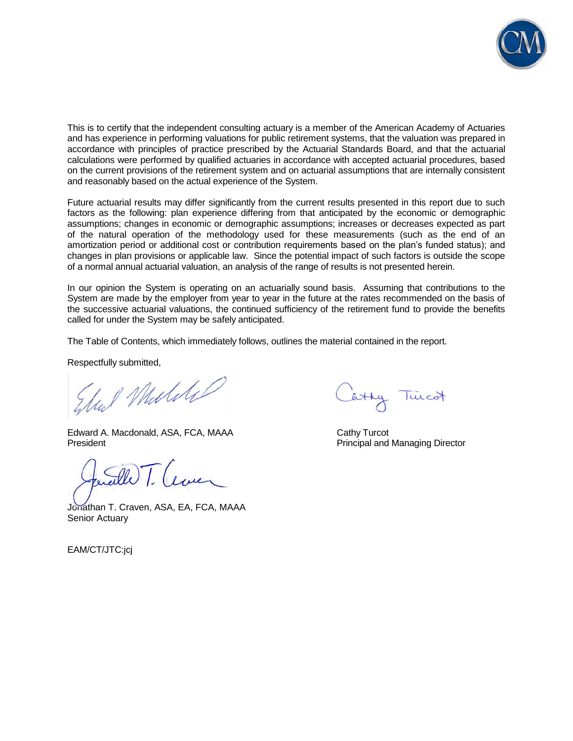This is to certify that the independent consulting actuary is a member of the American Academy of Actuaries and has experience in performing valuations for public retirement systems, that the valuation was prepared in accordance with principles of practice prescribed by the Actuarial Standards Board, and that the actuarial calculations were performed by qualified actuaries in accordance with accepted actuarial procedures, based on the current provisions of the retirement system and on actuarial assumptions that are internally consistent and reasonably based on the actual experience of the System.

Future actuarial results may differ significantly from the current results presented in this report due to such factors as the following: plan experience differing from that anticipated by the economic or demographic assumptions; changes in economic or demographic assumptions; increases or decreases expected as part of the natural operation of the methodology used for these measurements (such as the end of an amortization period or additional cost or contribution requirements based on the plan's funded status); and changes in plan provisions or applicable law. Since the potential impact of such factors is outside the scope of a normal annual actuarial valuation, an analysis of the range of results is not presented herein.

In our opinion the System is operating on an actuarially sound basis. Assuming that contributions to the System are made by the employer from year to year in the future at the rates recommended on the basis of the successive actuarial valuations, the continued sufficiency of the retirement fund to provide the benefits called for under the System may be safely anticipated.

The Table of Contents, which immediately follows, outlines the material contained in the report.

Respectfully submitted,

Edward A. Macdonald, ASA, FCA, MAAA
President

Cathy Turcot
Principal and Managing Director

Jonathan T. Craven, ASA, EA, FCA, MAAA
Senior Actuary

EAM/CT/JTC:jcj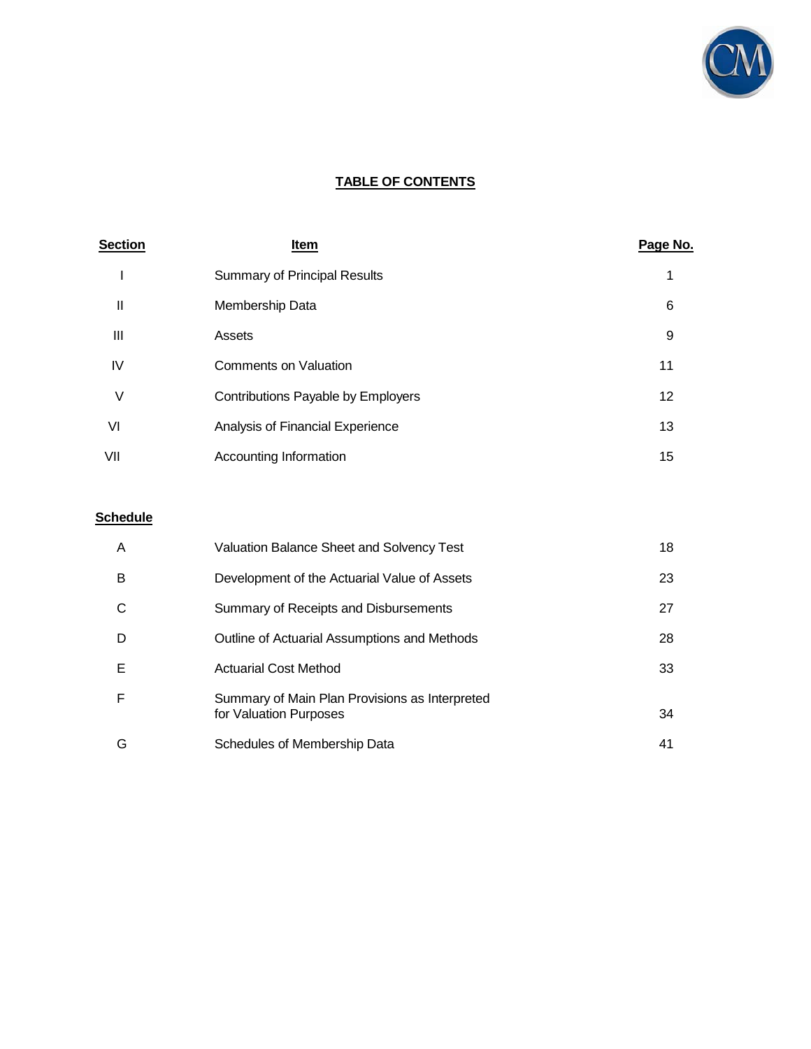# TABLE OF CONTENTS

| Section | Item | Page No. |
|---|---|---|
| I | Summary of Principal Results | 1 |
| II | Membership Data | 6 |
| III | Assets | 9 |
| IV | Comments on Valuation | 11 |
| V | Contributions Payable by Employers | 12 |
| VI | Analysis of Financial Experience | 13 |
| VII | Accounting Information | 15 |

| Schedule | | |
|---|---|---|
| A | Valuation Balance Sheet and Solvency Test | 18 |
| B | Development of the Actuarial Value of Assets | 23 |
| C | Summary of Receipts and Disbursements | 27 |
| D | Outline of Actuarial Assumptions and Methods | 28 |
| E | Actuarial Cost Method | 33 |
| F | Summary of Main Plan Provisions as Interpreted for Valuation Purposes | 34 |
| G | Schedules of Membership Data | 41 |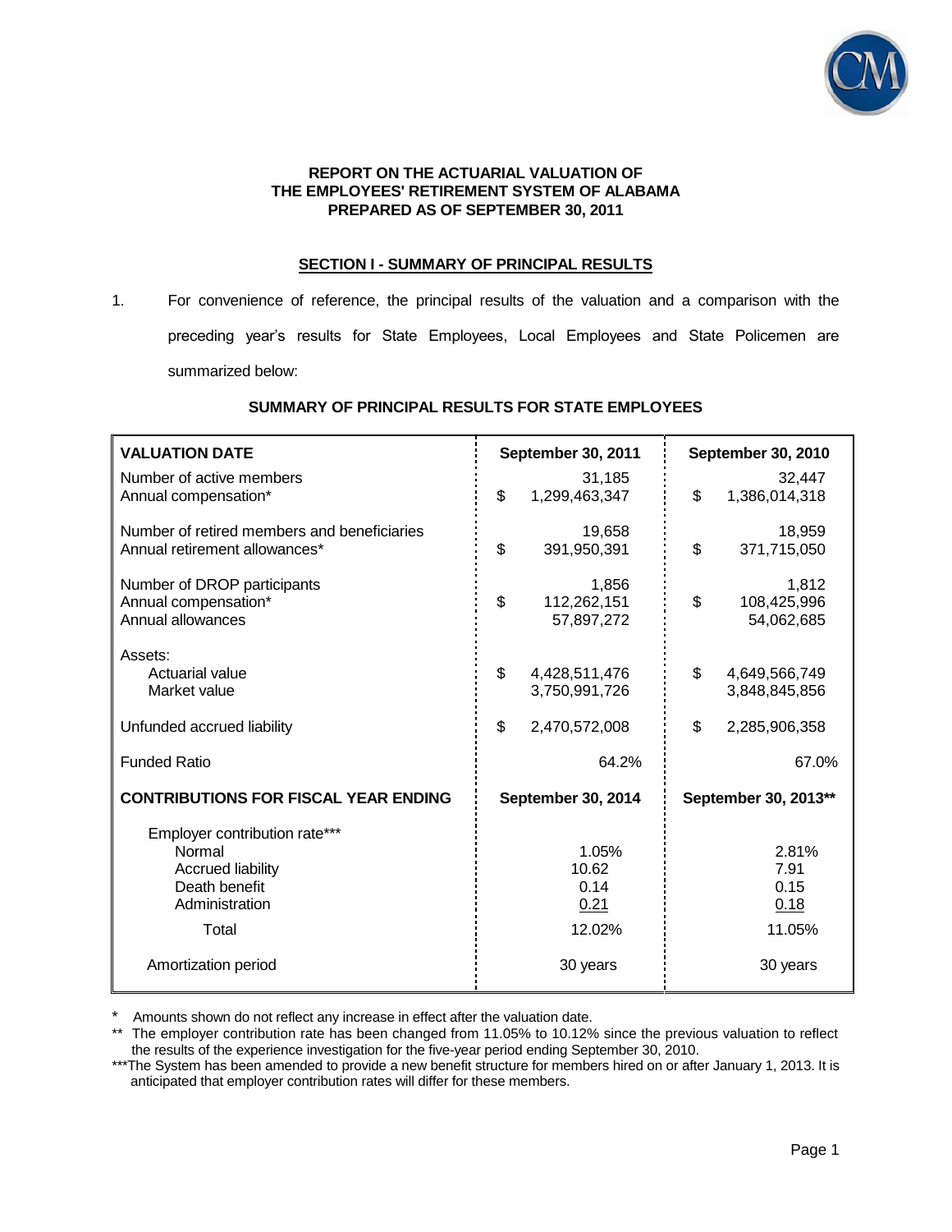**REPORT ON THE ACTUARIAL VALUATION OF THE EMPLOYEES' RETIREMENT SYSTEM OF ALABAMA PREPARED AS OF SEPTEMBER 30, 2011**

## SECTION I - SUMMARY OF PRINCIPAL RESULTS

1. For convenience of reference, the principal results of the valuation and a comparison with the preceding year's results for State Employees, Local Employees and State Policemen are summarized below:

**SUMMARY OF PRINCIPAL RESULTS FOR STATE EMPLOYEES**

| **VALUATION DATE** | **September 30, 2011** | **September 30, 2010** |
|---|---|---|
| Number of active members | 31,185 | 32,447 |
| Annual compensation* | $ 1,299,463,347 | $ 1,386,014,318 |
| Number of retired members and beneficiaries | 19,658 | 18,959 |
| Annual retirement allowances* | $ 391,950,391 | $ 371,715,050 |
| Number of DROP participants | 1,856 | 1,812 |
| Annual compensation* | $ 112,262,151 | $ 108,425,996 |
| Annual allowances | 57,897,272 | 54,062,685 |
| Assets: | | |
| Actuarial value | $ 4,428,511,476 | $ 4,649,566,749 |
| Market value | 3,750,991,726 | 3,848,845,856 |
| Unfunded accrued liability | $ 2,470,572,008 | $ 2,285,906,358 |
| Funded Ratio | 64.2% | 67.0% |
| **CONTRIBUTIONS FOR FISCAL YEAR ENDING** | **September 30, 2014** | **September 30, 2013**** |
| Employer contribution rate*** | | |
| Normal | 1.05% | 2.81% |
| Accrued liability | 10.62 | 7.91 |
| Death benefit | 0.14 | 0.15 |
| Administration | 0.21 | 0.18 |
| Total | 12.02% | 11.05% |
| Amortization period | 30 years | 30 years |

\* Amounts shown do not reflect any increase in effect after the valuation date.

** The employer contribution rate has been changed from 11.05% to 10.12% since the previous valuation to reflect the results of the experience investigation for the five-year period ending September 30, 2010.

***The System has been amended to provide a new benefit structure for members hired on or after January 1, 2013. It is anticipated that employer contribution rates will differ for these members.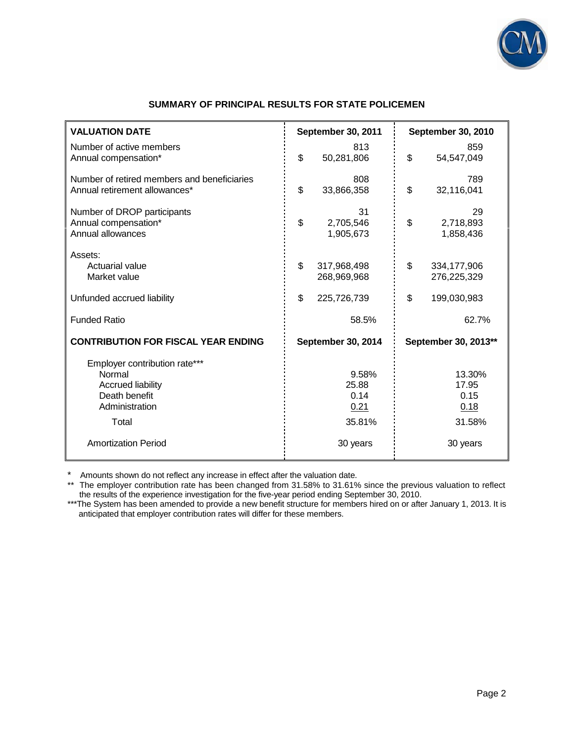## SUMMARY OF PRINCIPAL RESULTS FOR STATE POLICEMEN

| VALUATION DATE | September 30, 2011 | September 30, 2010 |
|---|---|---|
| Number of active members | 813 | 859 |
| Annual compensation* | $ 50,281,806 | $ 54,547,049 |
| Number of retired members and beneficiaries | 808 | 789 |
| Annual retirement allowances* | $ 33,866,358 | $ 32,116,041 |
| Number of DROP participants | 31 | 29 |
| Annual compensation* | $ 2,705,546 | $ 2,718,893 |
| Annual allowances | 1,905,673 | 1,858,436 |
| Assets: | | |
| Actuarial value | $ 317,968,498 | $ 334,177,906 |
| Market value | 268,969,968 | 276,225,329 |
| Unfunded accrued liability | $ 225,726,739 | $ 199,030,983 |
| Funded Ratio | 58.5% | 62.7% |
| **CONTRIBUTION FOR FISCAL YEAR ENDING** | **September 30, 2014** | **September 30, 2013**** |
| Employer contribution rate*** | | |
| Normal | 9.58% | 13.30% |
| Accrued liability | 25.88 | 17.95 |
| Death benefit | 0.14 | 0.15 |
| Administration | 0.21 | 0.18 |
| Total | 35.81% | 31.58% |
| Amortization Period | 30 years | 30 years |

\* Amounts shown do not reflect any increase in effect after the valuation date.

\** The employer contribution rate has been changed from 31.58% to 31.61% since the previous valuation to reflect the results of the experience investigation for the five-year period ending September 30, 2010.

\*** The System has been amended to provide a new benefit structure for members hired on or after January 1, 2013. It is anticipated that employer contribution rates will differ for these members.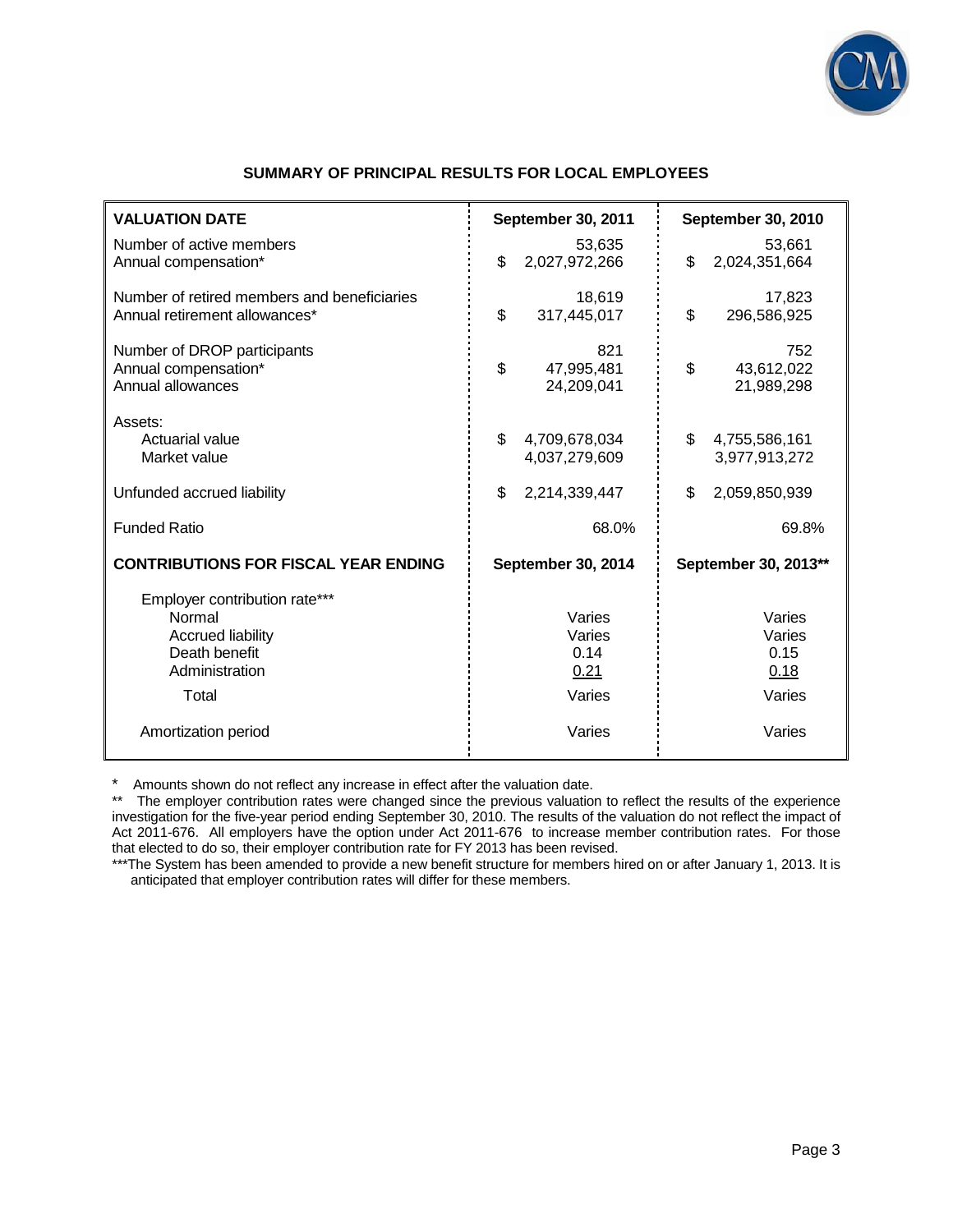## SUMMARY OF PRINCIPAL RESULTS FOR LOCAL EMPLOYEES

| VALUATION DATE | September 30, 2011 | September 30, 2010 |
|---|---|---|
| Number of active members | 53,635 | 53,661 |
| Annual compensation* | $ 2,027,972,266 | $ 2,024,351,664 |
| Number of retired members and beneficiaries | 18,619 | 17,823 |
| Annual retirement allowances* | $ 317,445,017 | $ 296,586,925 |
| Number of DROP participants | 821 | 752 |
| Annual compensation* | $ 47,995,481 | $ 43,612,022 |
| Annual allowances | 24,209,041 | 21,989,298 |
| Assets: | | |
| Actuarial value | $ 4,709,678,034 | $ 4,755,586,161 |
| Market value | 4,037,279,609 | 3,977,913,272 |
| Unfunded accrued liability | $ 2,214,339,447 | $ 2,059,850,939 |
| Funded Ratio | 68.0% | 69.8% |
| **CONTRIBUTIONS FOR FISCAL YEAR ENDING** | **September 30, 2014** | **September 30, 2013\*\*** |
| Employer contribution rate*** | | |
| Normal | Varies | Varies |
| Accrued liability | Varies | Varies |
| Death benefit | 0.14 | 0.15 |
| Administration | 0.21 | 0.18 |
| Total | Varies | Varies |
| Amortization period | Varies | Varies |

\* Amounts shown do not reflect any increase in effect after the valuation date.

\*\* The employer contribution rates were changed since the previous valuation to reflect the results of the experience investigation for the five-year period ending September 30, 2010. The results of the valuation do not reflect the impact of Act 2011-676. All employers have the option under Act 2011-676 to increase member contribution rates. For those that elected to do so, their employer contribution rate for FY 2013 has been revised.

\*\*\*The System has been amended to provide a new benefit structure for members hired on or after January 1, 2013. It is anticipated that employer contribution rates will differ for these members.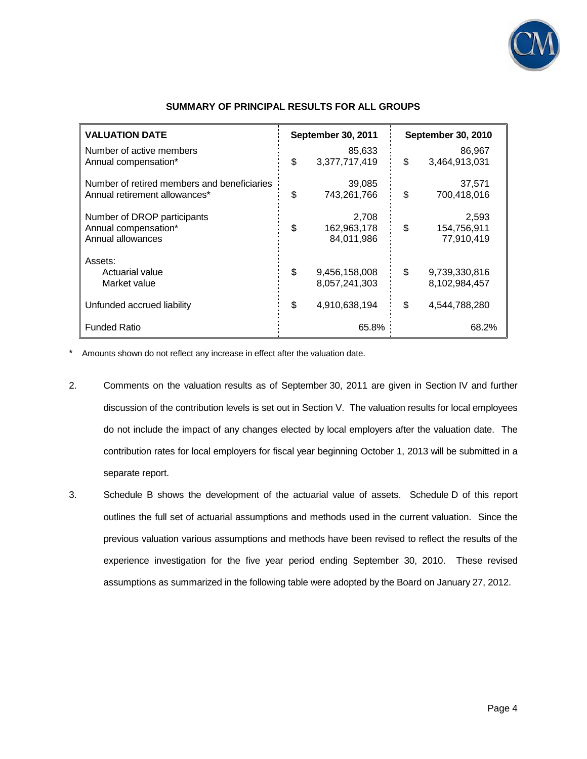## SUMMARY OF PRINCIPAL RESULTS FOR ALL GROUPS

| VALUATION DATE | September 30, 2011 | September 30, 2010 |
|---|---|---|
| Number of active members | 85,633 | 86,967 |
| Annual compensation* | $ 3,377,717,419 | $ 3,464,913,031 |
| Number of retired members and beneficiaries | 39,085 | 37,571 |
| Annual retirement allowances* | $ 743,261,766 | $ 700,418,016 |
| Number of DROP participants | 2,708 | 2,593 |
| Annual compensation* | $ 162,963,178 | $ 154,756,911 |
| Annual allowances | 84,011,986 | 77,910,419 |
| Assets: | | |
| Actuarial value | $ 9,456,158,008 | $ 9,739,330,816 |
| Market value | 8,057,241,303 | 8,102,984,457 |
| Unfunded accrued liability | $ 4,910,638,194 | $ 4,544,788,280 |
| Funded Ratio | 65.8% | 68.2% |

* Amounts shown do not reflect any increase in effect after the valuation date.

2. Comments on the valuation results as of September 30, 2011 are given in Section IV and further discussion of the contribution levels is set out in Section V. The valuation results for local employees do not include the impact of any changes elected by local employers after the valuation date. The contribution rates for local employers for fiscal year beginning October 1, 2013 will be submitted in a separate report.

3. Schedule B shows the development of the actuarial value of assets. Schedule D of this report outlines the full set of actuarial assumptions and methods used in the current valuation. Since the previous valuation various assumptions and methods have been revised to reflect the results of the experience investigation for the five year period ending September 30, 2010. These revised assumptions as summarized in the following table were adopted by the Board on January 27, 2012.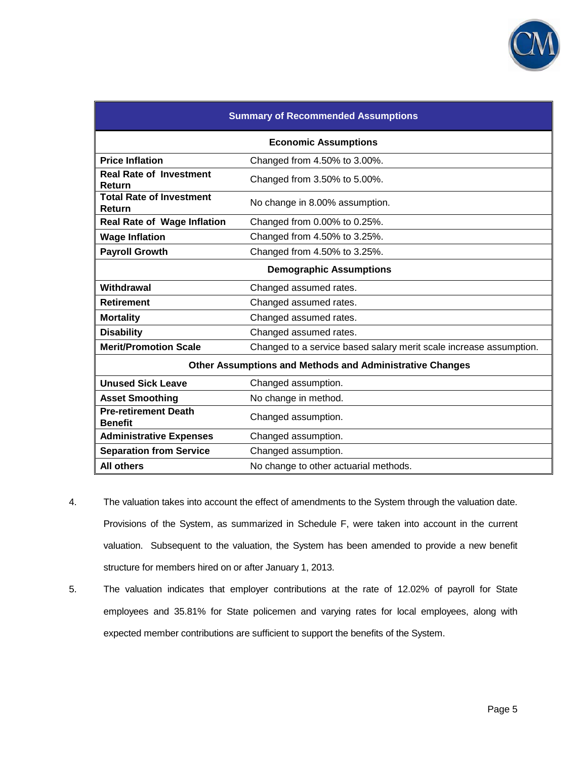| Summary of Recommended Assumptions | |
|---|---|
| **Economic Assumptions** | |
| **Price Inflation** | Changed from 4.50% to 3.00%. |
| **Real Rate of Investment Return** | Changed from 3.50% to 5.00%. |
| **Total Rate of Investment Return** | No change in 8.00% assumption. |
| **Real Rate of Wage Inflation** | Changed from 0.00% to 0.25%. |
| **Wage Inflation** | Changed from 4.50% to 3.25%. |
| **Payroll Growth** | Changed from 4.50% to 3.25%. |
| **Demographic Assumptions** | |
| **Withdrawal** | Changed assumed rates. |
| **Retirement** | Changed assumed rates. |
| **Mortality** | Changed assumed rates. |
| **Disability** | Changed assumed rates. |
| **Merit/Promotion Scale** | Changed to a service based salary merit scale increase assumption. |
| **Other Assumptions and Methods and Administrative Changes** | |
| **Unused Sick Leave** | Changed assumption. |
| **Asset Smoothing** | No change in method. |
| **Pre-retirement Death Benefit** | Changed assumption. |
| **Administrative Expenses** | Changed assumption. |
| **Separation from Service** | Changed assumption. |
| **All others** | No change to other actuarial methods. |

4. The valuation takes into account the effect of amendments to the System through the valuation date. Provisions of the System, as summarized in Schedule F, were taken into account in the current valuation. Subsequent to the valuation, the System has been amended to provide a new benefit structure for members hired on or after January 1, 2013.

5. The valuation indicates that employer contributions at the rate of 12.02% of payroll for State employees and 35.81% for State policemen and varying rates for local employees, along with expected member contributions are sufficient to support the benefits of the System.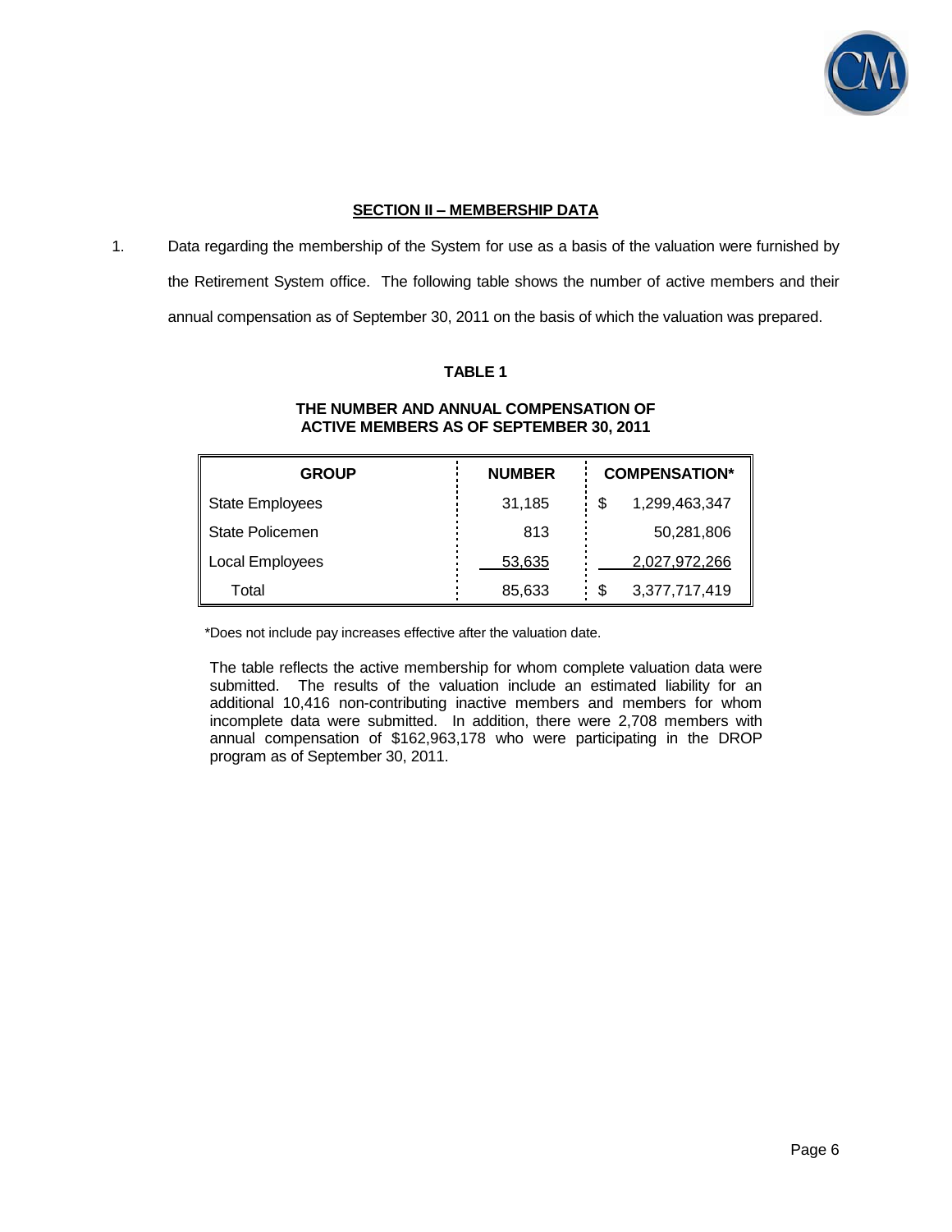## SECTION II – MEMBERSHIP DATA

1. Data regarding the membership of the System for use as a basis of the valuation were furnished by the Retirement System office. The following table shows the number of active members and their annual compensation as of September 30, 2011 on the basis of which the valuation was prepared.

**TABLE 1**

**THE NUMBER AND ANNUAL COMPENSATION OF ACTIVE MEMBERS AS OF SEPTEMBER 30, 2011**

| GROUP | NUMBER | COMPENSATION* |
|---|---|---|
| State Employees | 31,185 | $ 1,299,463,347 |
| State Policemen | 813 | 50,281,806 |
| Local Employees | 53,635 | 2,027,972,266 |
| Total | 85,633 | $ 3,377,717,419 |

*Does not include pay increases effective after the valuation date.

The table reflects the active membership for whom complete valuation data were submitted. The results of the valuation include an estimated liability for an additional 10,416 non-contributing inactive members and members for whom incomplete data were submitted. In addition, there were 2,708 members with annual compensation of $162,963,178 who were participating in the DROP program as of September 30, 2011.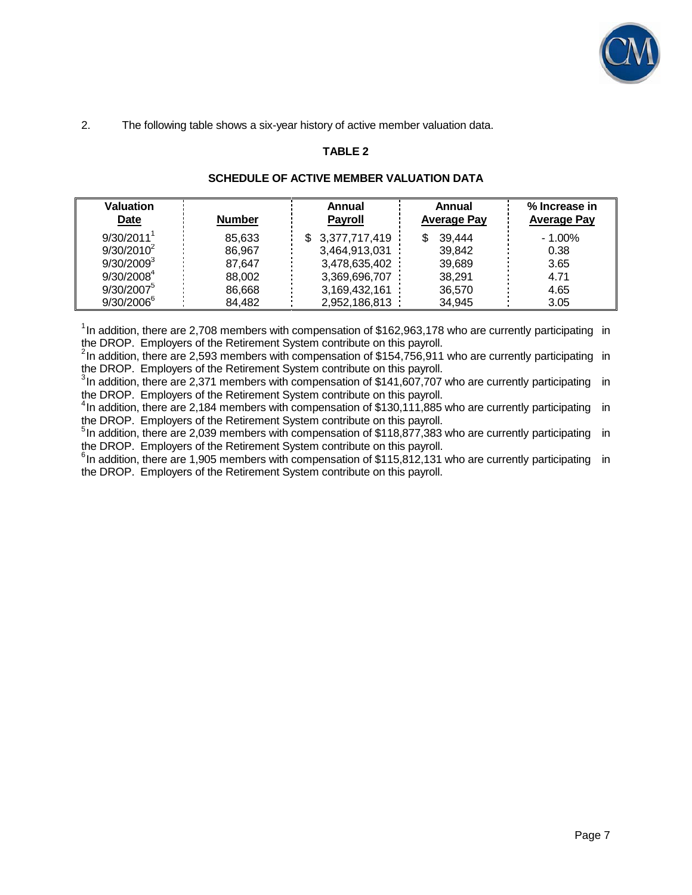2. The following table shows a six-year history of active member valuation data.

**TABLE 2**

**SCHEDULE OF ACTIVE MEMBER VALUATION DATA**

| Valuation Date | Number | Annual Payroll | Annual Average Pay | % Increase in Average Pay |
|---|---|---|---|---|
| 9/30/2011[1] | 85,633 | $ 3,377,717,419 | $ 39,444 | - 1.00% |
| 9/30/2010[2] | 86,967 | 3,464,913,031 | 39,842 | 0.38 |
| 9/30/2009[3] | 87,647 | 3,478,635,402 | 39,689 | 3.65 |
| 9/30/2008[4] | 88,002 | 3,369,696,707 | 38,291 | 4.71 |
| 9/30/2007[5] | 86,668 | 3,169,432,161 | 36,570 | 4.65 |
| 9/30/2006[6] | 84,482 | 2,952,186,813 | 34,945 | 3.05 |

[1] In addition, there are 2,708 members with compensation of $162,963,178 who are currently participating in the DROP. Employers of the Retirement System contribute on this payroll.

[2] In addition, there are 2,593 members with compensation of $154,756,911 who are currently participating in the DROP. Employers of the Retirement System contribute on this payroll.

[3] In addition, there are 2,371 members with compensation of $141,607,707 who are currently participating in the DROP. Employers of the Retirement System contribute on this payroll.

[4] In addition, there are 2,184 members with compensation of $130,111,885 who are currently participating in the DROP. Employers of the Retirement System contribute on this payroll.

[5] In addition, there are 2,039 members with compensation of $118,877,383 who are currently participating in the DROP. Employers of the Retirement System contribute on this payroll.

[6] In addition, there are 1,905 members with compensation of $115,812,131 who are currently participating in the DROP. Employers of the Retirement System contribute on this payroll.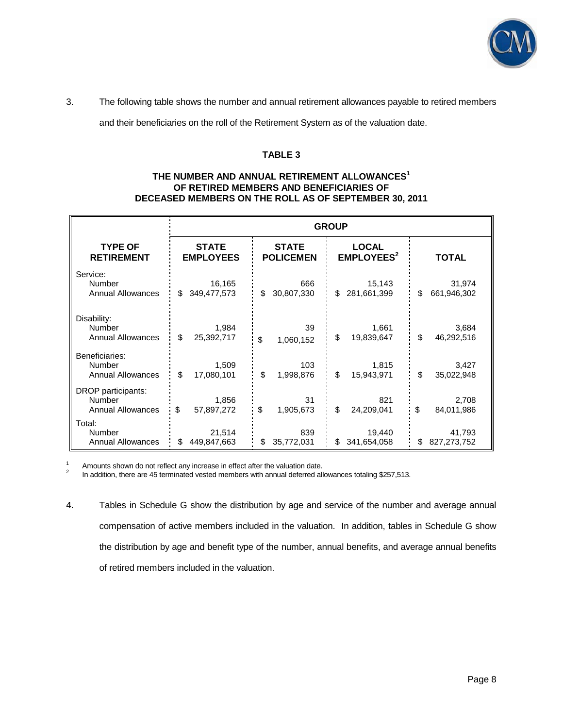3. The following table shows the number and annual retirement allowances payable to retired members and their beneficiaries on the roll of the Retirement System as of the valuation date.

**TABLE 3**

**THE NUMBER AND ANNUAL RETIREMENT ALLOWANCES[1] OF RETIRED MEMBERS AND BENEFICIARIES OF DECEASED MEMBERS ON THE ROLL AS OF SEPTEMBER 30, 2011**

| TYPE OF RETIREMENT | GROUP | | | |
|---|---|---|---|---|
| | STATE EMPLOYEES | STATE POLICEMEN | LOCAL EMPLOYEES[2] | TOTAL |
| Service: | | | | |
| Number | 16,165 | 666 | 15,143 | 31,974 |
| Annual Allowances | $ 349,477,573 | $ 30,807,330 | $ 281,661,399 | $ 661,946,302 |
| Disability: | | | | |
| Number | 1,984 | 39 | 1,661 | 3,684 |
| Annual Allowances | $ 25,392,717 | $ 1,060,152 | $ 19,839,647 | $ 46,292,516 |
| Beneficiaries: | | | | |
| Number | 1,509 | 103 | 1,815 | 3,427 |
| Annual Allowances | $ 17,080,101 | $ 1,998,876 | $ 15,943,971 | $ 35,022,948 |
| DROP participants: | | | | |
| Number | 1,856 | 31 | 821 | 2,708 |
| Annual Allowances | $ 57,897,272 | $ 1,905,673 | $ 24,209,041 | $ 84,011,986 |
| Total: | | | | |
| Number | 21,514 | 839 | 19,440 | 41,793 |
| Annual Allowances | $ 449,847,663 | $ 35,772,031 | $ 341,654,058 | $ 827,273,752 |

[1] Amounts shown do not reflect any increase in effect after the valuation date.
[2] In addition, there are 45 terminated vested members with annual deferred allowances totaling $257,513.

4. Tables in Schedule G show the distribution by age and service of the number and average annual compensation of active members included in the valuation. In addition, tables in Schedule G show the distribution by age and benefit type of the number, annual benefits, and average annual benefits of retired members included in the valuation.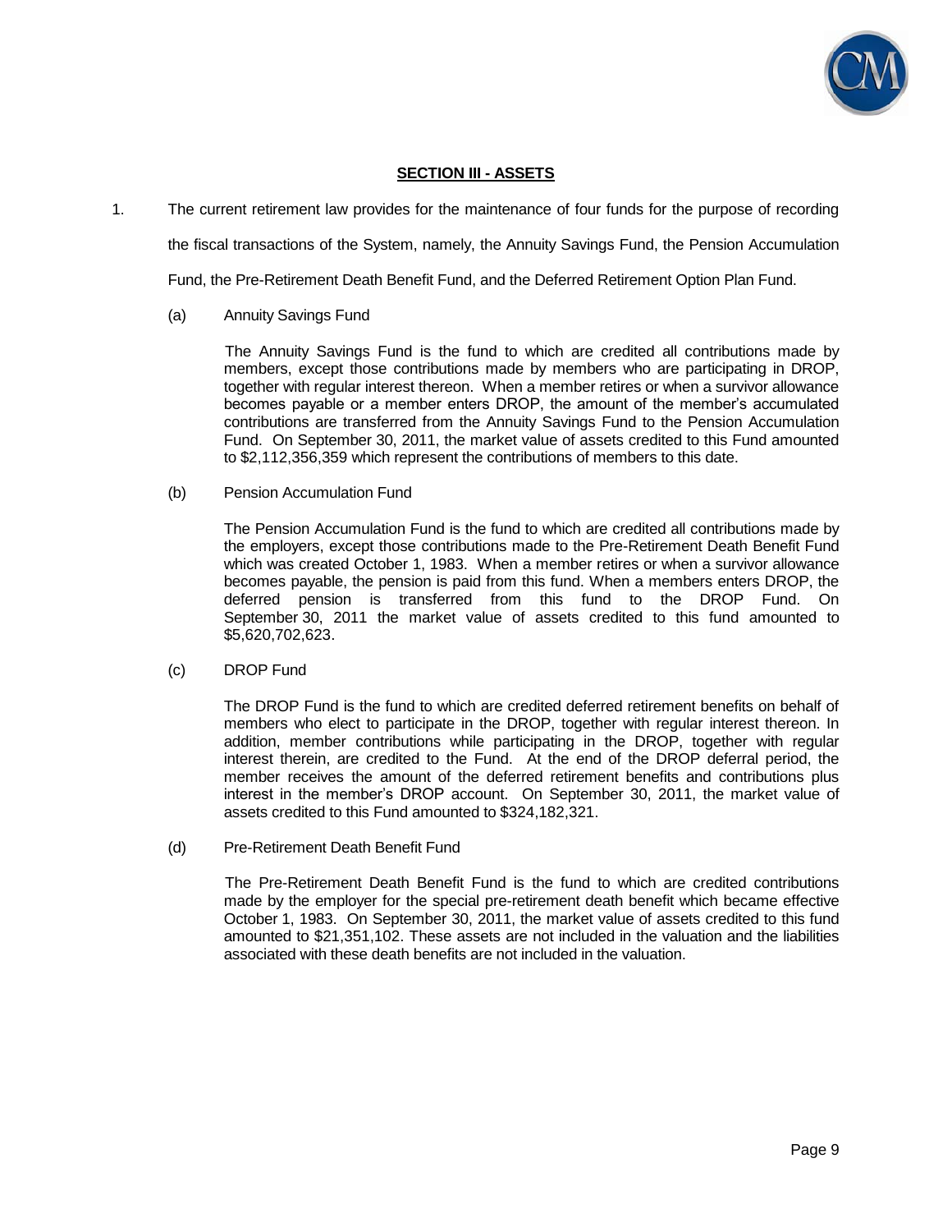## SECTION III - ASSETS

1. The current retirement law provides for the maintenance of four funds for the purpose of recording the fiscal transactions of the System, namely, the Annuity Savings Fund, the Pension Accumulation Fund, the Pre-Retirement Death Benefit Fund, and the Deferred Retirement Option Plan Fund.

   (a) Annuity Savings Fund

   The Annuity Savings Fund is the fund to which are credited all contributions made by members, except those contributions made by members who are participating in DROP, together with regular interest thereon. When a member retires or when a survivor allowance becomes payable or a member enters DROP, the amount of the member's accumulated contributions are transferred from the Annuity Savings Fund to the Pension Accumulation Fund. On September 30, 2011, the market value of assets credited to this Fund amounted to $2,112,356,359 which represent the contributions of members to this date.

   (b) Pension Accumulation Fund

   The Pension Accumulation Fund is the fund to which are credited all contributions made by the employers, except those contributions made to the Pre-Retirement Death Benefit Fund which was created October 1, 1983. When a member retires or when a survivor allowance becomes payable, the pension is paid from this fund. When a members enters DROP, the deferred pension is transferred from this fund to the DROP Fund. On September 30, 2011 the market value of assets credited to this fund amounted to $5,620,702,623.

   (c) DROP Fund

   The DROP Fund is the fund to which are credited deferred retirement benefits on behalf of members who elect to participate in the DROP, together with regular interest thereon. In addition, member contributions while participating in the DROP, together with regular interest therein, are credited to the Fund. At the end of the DROP deferral period, the member receives the amount of the deferred retirement benefits and contributions plus interest in the member's DROP account. On September 30, 2011, the market value of assets credited to this Fund amounted to $324,182,321.

   (d) Pre-Retirement Death Benefit Fund

   The Pre-Retirement Death Benefit Fund is the fund to which are credited contributions made by the employer for the special pre-retirement death benefit which became effective October 1, 1983. On September 30, 2011, the market value of assets credited to this fund amounted to $21,351,102. These assets are not included in the valuation and the liabilities associated with these death benefits are not included in the valuation.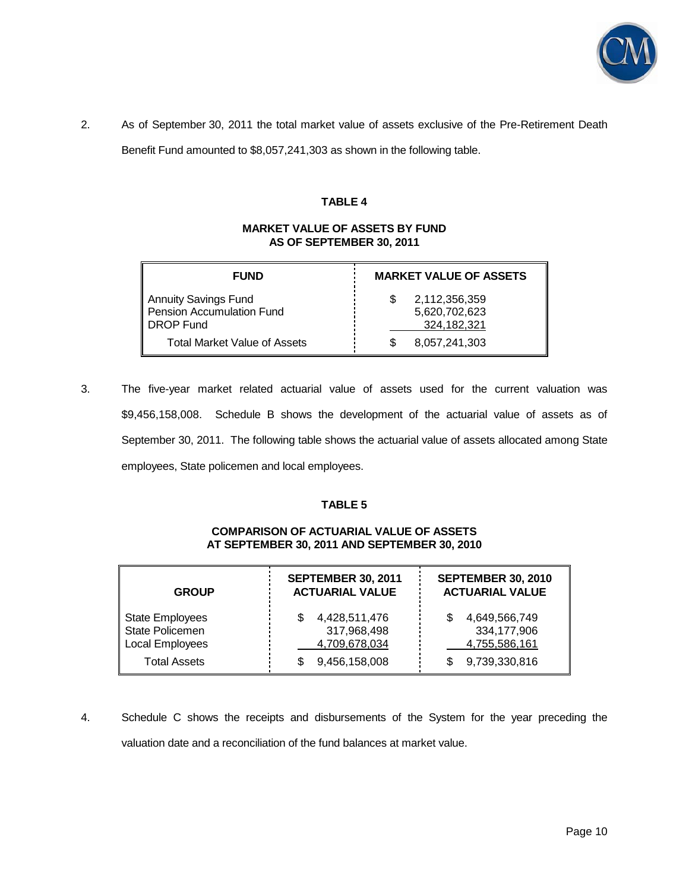2. As of September 30, 2011 the total market value of assets exclusive of the Pre-Retirement Death Benefit Fund amounted to $8,057,241,303 as shown in the following table.

**TABLE 4**

**MARKET VALUE OF ASSETS BY FUND AS OF SEPTEMBER 30, 2011**

| FUND | MARKET VALUE OF ASSETS |
|---|---|
| Annuity Savings Fund | $ 2,112,356,359 |
| Pension Accumulation Fund | 5,620,702,623 |
| DROP Fund | 324,182,321 |
| Total Market Value of Assets | $ 8,057,241,303 |

3. The five-year market related actuarial value of assets used for the current valuation was $9,456,158,008. Schedule B shows the development of the actuarial value of assets as of September 30, 2011. The following table shows the actuarial value of assets allocated among State employees, State policemen and local employees.

**TABLE 5**

**COMPARISON OF ACTUARIAL VALUE OF ASSETS AT SEPTEMBER 30, 2011 AND SEPTEMBER 30, 2010**

| GROUP | SEPTEMBER 30, 2011 ACTUARIAL VALUE | SEPTEMBER 30, 2010 ACTUARIAL VALUE |
|---|---|---|
| State Employees | $ 4,428,511,476 | $ 4,649,566,749 |
| State Policemen | 317,968,498 | 334,177,906 |
| Local Employees | 4,709,678,034 | 4,755,586,161 |
| Total Assets | $ 9,456,158,008 | $ 9,739,330,816 |

4. Schedule C shows the receipts and disbursements of the System for the year preceding the valuation date and a reconciliation of the fund balances at market value.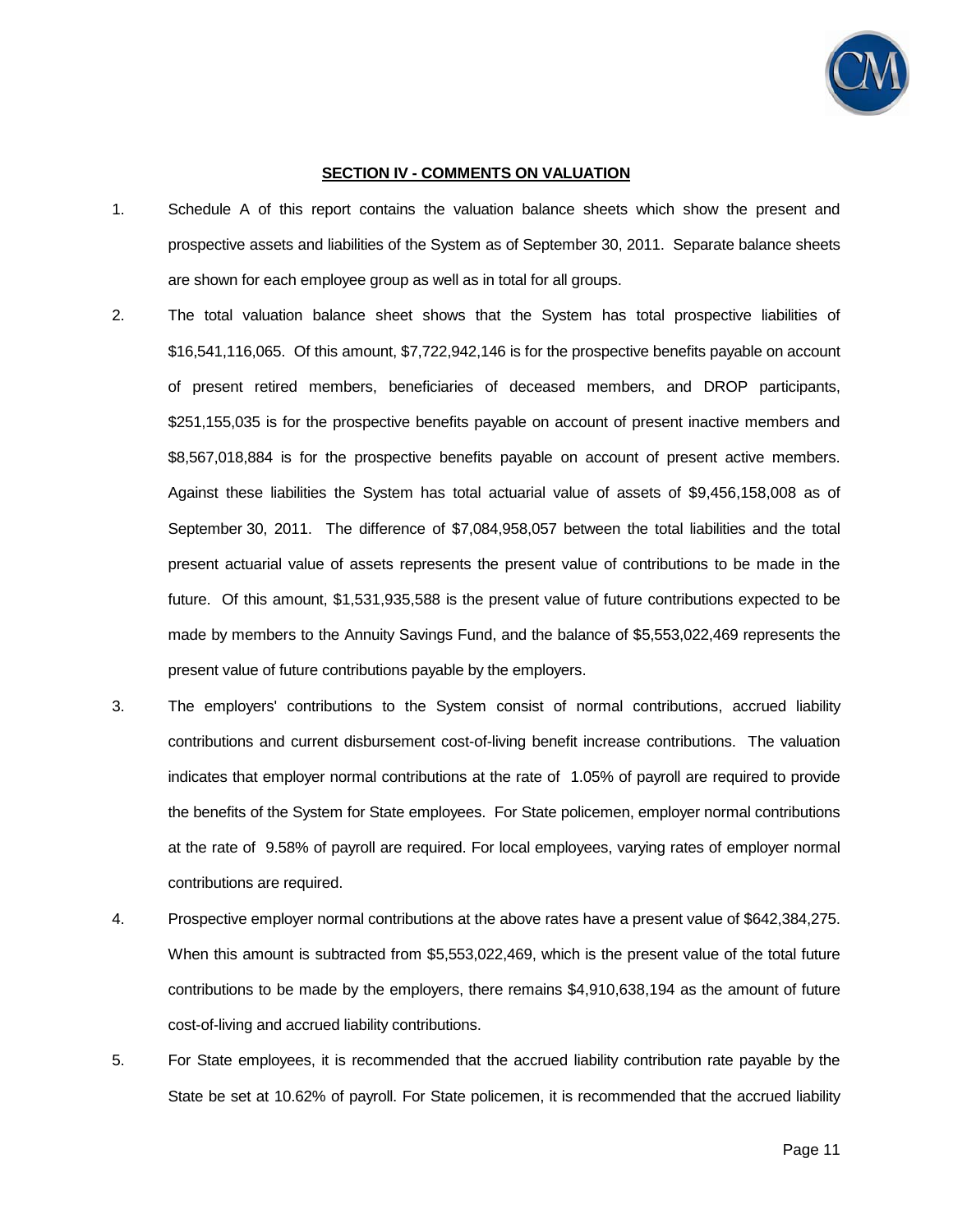## SECTION IV - COMMENTS ON VALUATION

1. Schedule A of this report contains the valuation balance sheets which show the present and prospective assets and liabilities of the System as of September 30, 2011. Separate balance sheets are shown for each employee group as well as in total for all groups.

2. The total valuation balance sheet shows that the System has total prospective liabilities of $16,541,116,065. Of this amount, $7,722,942,146 is for the prospective benefits payable on account of present retired members, beneficiaries of deceased members, and DROP participants, $251,155,035 is for the prospective benefits payable on account of present inactive members and $8,567,018,884 is for the prospective benefits payable on account of present active members. Against these liabilities the System has total actuarial value of assets of $9,456,158,008 as of September 30, 2011. The difference of $7,084,958,057 between the total liabilities and the total present actuarial value of assets represents the present value of contributions to be made in the future. Of this amount, $1,531,935,588 is the present value of future contributions expected to be made by members to the Annuity Savings Fund, and the balance of $5,553,022,469 represents the present value of future contributions payable by the employers.

3. The employers' contributions to the System consist of normal contributions, accrued liability contributions and current disbursement cost-of-living benefit increase contributions. The valuation indicates that employer normal contributions at the rate of 1.05% of payroll are required to provide the benefits of the System for State employees. For State policemen, employer normal contributions at the rate of 9.58% of payroll are required. For local employees, varying rates of employer normal contributions are required.

4. Prospective employer normal contributions at the above rates have a present value of $642,384,275. When this amount is subtracted from $5,553,022,469, which is the present value of the total future contributions to be made by the employers, there remains $4,910,638,194 as the amount of future cost-of-living and accrued liability contributions.

5. For State employees, it is recommended that the accrued liability contribution rate payable by the State be set at 10.62% of payroll. For State policemen, it is recommended that the accrued liability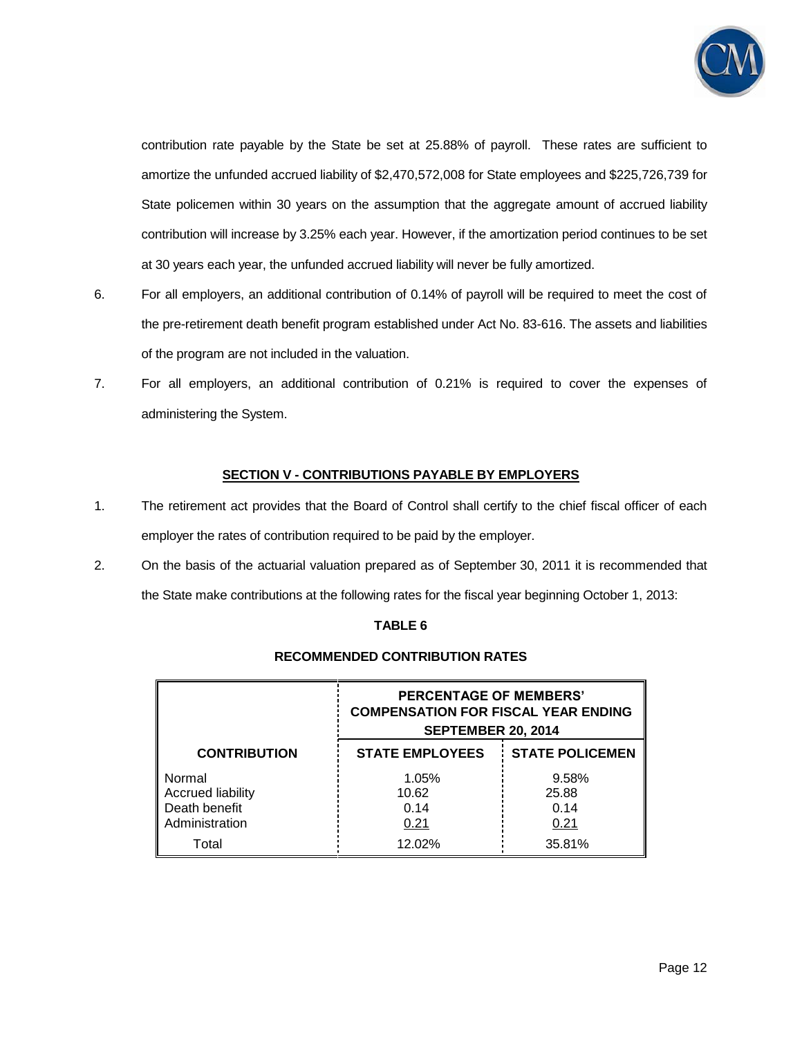contribution rate payable by the State be set at 25.88% of payroll. These rates are sufficient to amortize the unfunded accrued liability of $2,470,572,008 for State employees and $225,726,739 for State policemen within 30 years on the assumption that the aggregate amount of accrued liability contribution will increase by 3.25% each year. However, if the amortization period continues to be set at 30 years each year, the unfunded accrued liability will never be fully amortized.

6. For all employers, an additional contribution of 0.14% of payroll will be required to meet the cost of the pre-retirement death benefit program established under Act No. 83-616. The assets and liabilities of the program are not included in the valuation.

7. For all employers, an additional contribution of 0.21% is required to cover the expenses of administering the System.

## SECTION V - CONTRIBUTIONS PAYABLE BY EMPLOYERS

1. The retirement act provides that the Board of Control shall certify to the chief fiscal officer of each employer the rates of contribution required to be paid by the employer.

2. On the basis of the actuarial valuation prepared as of September 30, 2011 it is recommended that the State make contributions at the following rates for the fiscal year beginning October 1, 2013:

**TABLE 6**

**RECOMMENDED CONTRIBUTION RATES**

| | PERCENTAGE OF MEMBERS' COMPENSATION FOR FISCAL YEAR ENDING SEPTEMBER 20, 2014 | |
|---|---|---|
| **CONTRIBUTION** | **STATE EMPLOYEES** | **STATE POLICEMEN** |
| Normal | 1.05% | 9.58% |
| Accrued liability | 10.62 | 25.88 |
| Death benefit | 0.14 | 0.14 |
| Administration | 0.21 | 0.21 |
| Total | 12.02% | 35.81% |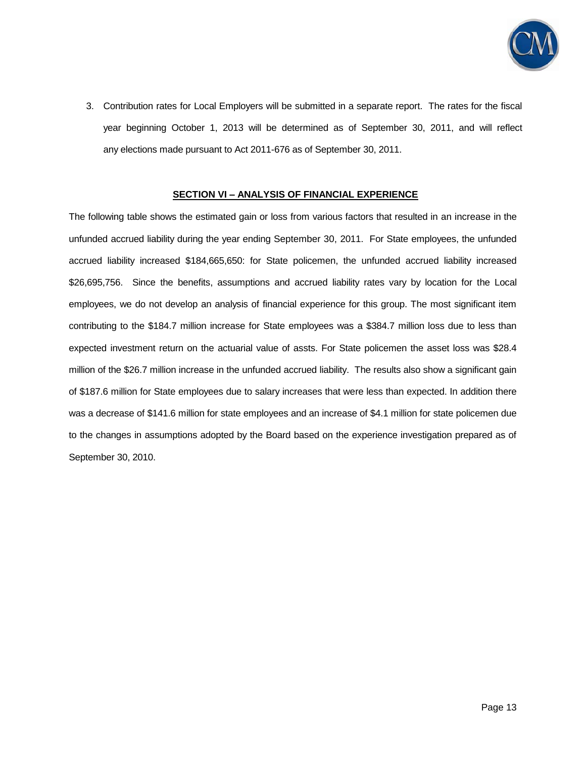3. Contribution rates for Local Employers will be submitted in a separate report. The rates for the fiscal year beginning October 1, 2013 will be determined as of September 30, 2011, and will reflect any elections made pursuant to Act 2011-676 as of September 30, 2011.

## SECTION VI – ANALYSIS OF FINANCIAL EXPERIENCE

The following table shows the estimated gain or loss from various factors that resulted in an increase in the unfunded accrued liability during the year ending September 30, 2011. For State employees, the unfunded accrued liability increased $184,665,650: for State policemen, the unfunded accrued liability increased $26,695,756. Since the benefits, assumptions and accrued liability rates vary by location for the Local employees, we do not develop an analysis of financial experience for this group. The most significant item contributing to the $184.7 million increase for State employees was a $384.7 million loss due to less than expected investment return on the actuarial value of assts. For State policemen the asset loss was $28.4 million of the $26.7 million increase in the unfunded accrued liability. The results also show a significant gain of $187.6 million for State employees due to salary increases that were less than expected. In addition there was a decrease of $141.6 million for state employees and an increase of $4.1 million for state policemen due to the changes in assumptions adopted by the Board based on the experience investigation prepared as of September 30, 2010.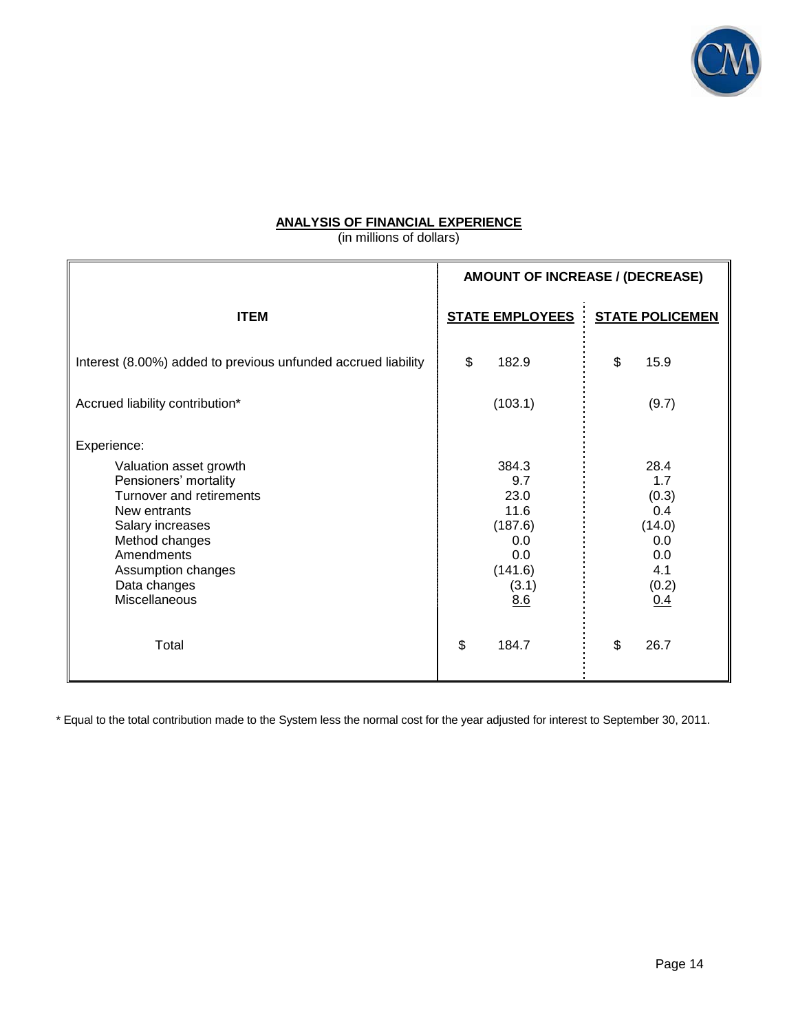## ANALYSIS OF FINANCIAL EXPERIENCE

(in millions of dollars)

| ITEM | AMOUNT OF INCREASE / (DECREASE) | |
|---|---|---|
| | STATE EMPLOYEES | STATE POLICEMEN |
| Interest (8.00%) added to previous unfunded accrued liability | $ 182.9 | $ 15.9 |
| Accrued liability contribution* | (103.1) | (9.7) |
| Experience: | | |
| Valuation asset growth | 384.3 | 28.4 |
| Pensioners' mortality | 9.7 | 1.7 |
| Turnover and retirements | 23.0 | (0.3) |
| New entrants | 11.6 | 0.4 |
| Salary increases | (187.6) | (14.0) |
| Method changes | 0.0 | 0.0 |
| Amendments | 0.0 | 0.0 |
| Assumption changes | (141.6) | 4.1 |
| Data changes | (3.1) | (0.2) |
| Miscellaneous | 8.6 | 0.4 |
| Total | $ 184.7 | $ 26.7 |

* Equal to the total contribution made to the System less the normal cost for the year adjusted for interest to September 30, 2011.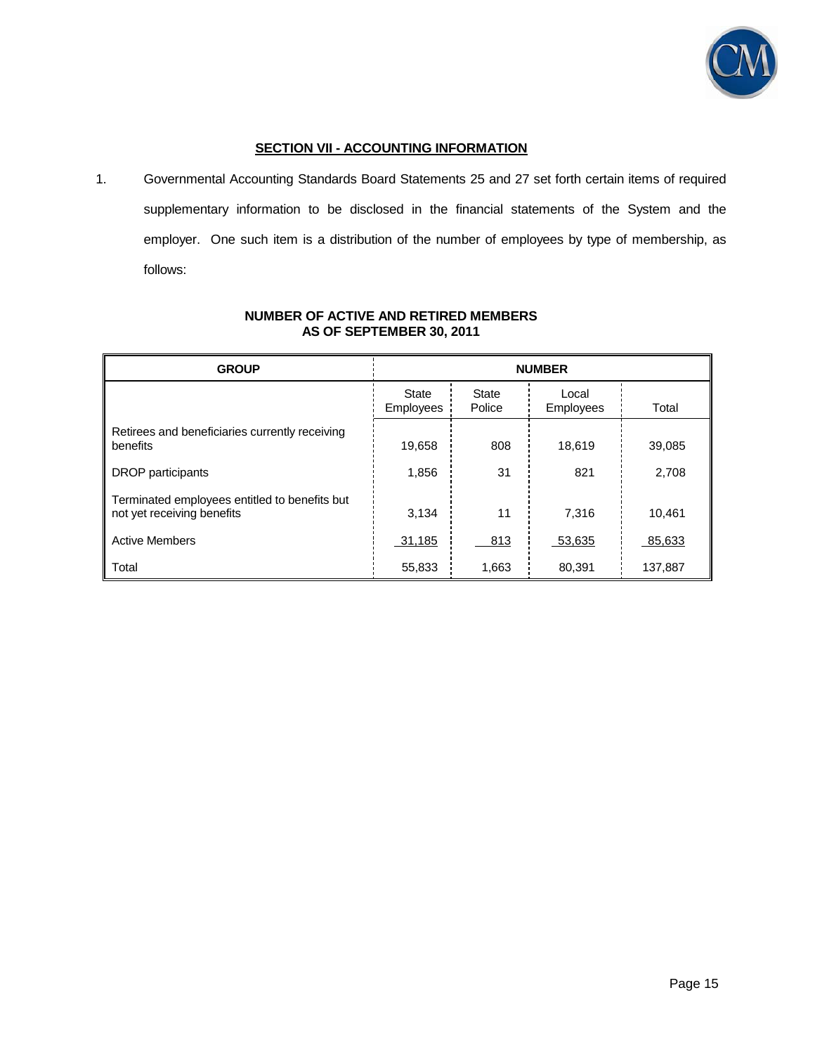## SECTION VII - ACCOUNTING INFORMATION

1. Governmental Accounting Standards Board Statements 25 and 27 set forth certain items of required supplementary information to be disclosed in the financial statements of the System and the employer. One such item is a distribution of the number of employees by type of membership, as follows:

**NUMBER OF ACTIVE AND RETIRED MEMBERS**
**AS OF SEPTEMBER 30, 2011**

| GROUP | NUMBER | | | |
|---|---|---|---|---|
| | State Employees | State Police | Local Employees | Total |
| Retirees and beneficiaries currently receiving benefits | 19,658 | 808 | 18,619 | 39,085 |
| DROP participants | 1,856 | 31 | 821 | 2,708 |
| Terminated employees entitled to benefits but not yet receiving benefits | 3,134 | 11 | 7,316 | 10,461 |
| Active Members | 31,185 | 813 | 53,635 | 85,633 |
| Total | 55,833 | 1,663 | 80,391 | 137,887 |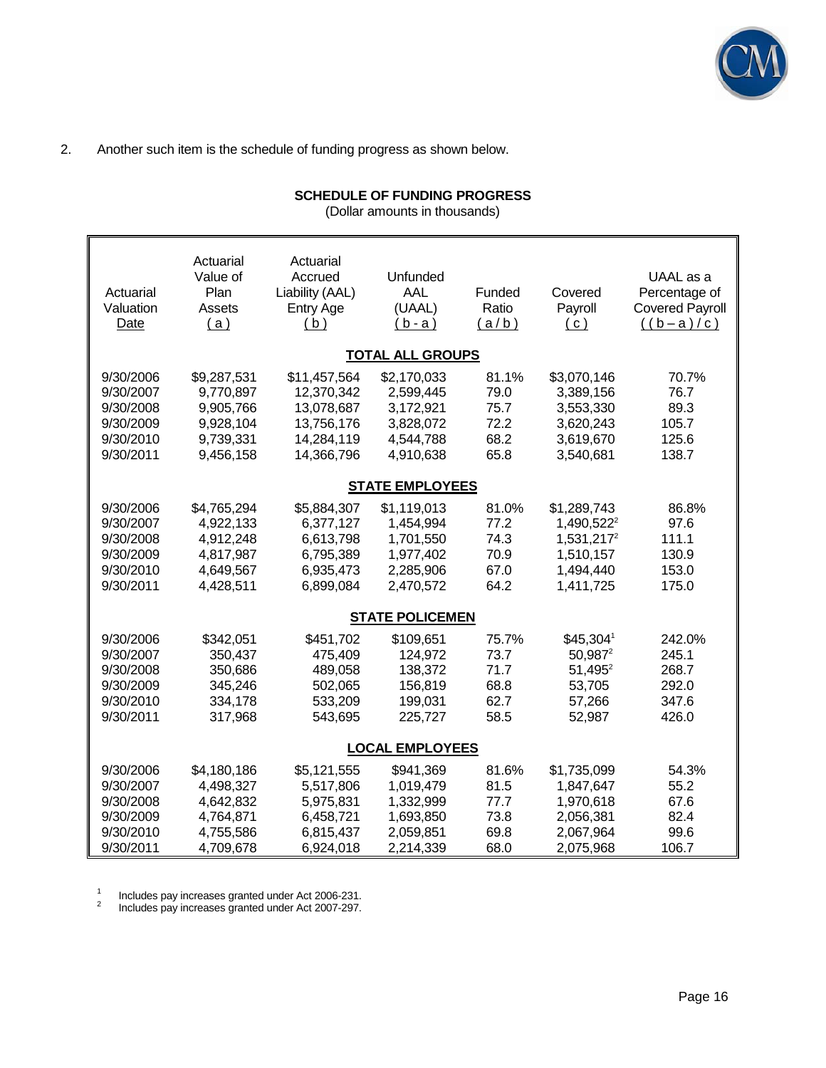2. Another such item is the schedule of funding progress as shown below.

**SCHEDULE OF FUNDING PROGRESS**
(Dollar amounts in thousands)

| Actuarial Valuation Date | Actuarial Value of Plan Assets ( a ) | Actuarial Accrued Liability (AAL) Entry Age ( b ) | Unfunded AAL (UAAL) ( b - a ) | Funded Ratio ( a / b ) | Covered Payroll ( c ) | UAAL as a Percentage of Covered Payroll ( ( b – a ) / c ) |
|---|---|---|---|---|---|---|
| | | | **TOTAL ALL GROUPS** | | | |
| 9/30/2006 | $9,287,531 | $11,457,564 | $2,170,033 | 81.1% | $3,070,146 | 70.7% |
| 9/30/2007 | 9,770,897 | 12,370,342 | 2,599,445 | 79.0 | 3,389,156 | 76.7 |
| 9/30/2008 | 9,905,766 | 13,078,687 | 3,172,921 | 75.7 | 3,553,330 | 89.3 |
| 9/30/2009 | 9,928,104 | 13,756,176 | 3,828,072 | 72.2 | 3,620,243 | 105.7 |
| 9/30/2010 | 9,739,331 | 14,284,119 | 4,544,788 | 68.2 | 3,619,670 | 125.6 |
| 9/30/2011 | 9,456,158 | 14,366,796 | 4,910,638 | 65.8 | 3,540,681 | 138.7 |
| | | | **STATE EMPLOYEES** | | | |
| 9/30/2006 | $4,765,294 | $5,884,307 | $1,119,013 | 81.0% | $1,289,743 | 86.8% |
| 9/30/2007 | 4,922,133 | 6,377,127 | 1,454,994 | 77.2 | 1,490,522[2] | 97.6 |
| 9/30/2008 | 4,912,248 | 6,613,798 | 1,701,550 | 74.3 | 1,531,217[2] | 111.1 |
| 9/30/2009 | 4,817,987 | 6,795,389 | 1,977,402 | 70.9 | 1,510,157 | 130.9 |
| 9/30/2010 | 4,649,567 | 6,935,473 | 2,285,906 | 67.0 | 1,494,440 | 153.0 |
| 9/30/2011 | 4,428,511 | 6,899,084 | 2,470,572 | 64.2 | 1,411,725 | 175.0 |
| | | | **STATE POLICEMEN** | | | |
| 9/30/2006 | $342,051 | $451,702 | $109,651 | 75.7% | $45,304[1] | 242.0% |
| 9/30/2007 | 350,437 | 475,409 | 124,972 | 73.7 | 50,987[2] | 245.1 |
| 9/30/2008 | 350,686 | 489,058 | 138,372 | 71.7 | 51,495[2] | 268.7 |
| 9/30/2009 | 345,246 | 502,065 | 156,819 | 68.8 | 53,705 | 292.0 |
| 9/30/2010 | 334,178 | 533,209 | 199,031 | 62.7 | 57,266 | 347.6 |
| 9/30/2011 | 317,968 | 543,695 | 225,727 | 58.5 | 52,987 | 426.0 |
| | | | **LOCAL EMPLOYEES** | | | |
| 9/30/2006 | $4,180,186 | $5,121,555 | $941,369 | 81.6% | $1,735,099 | 54.3% |
| 9/30/2007 | 4,498,327 | 5,517,806 | 1,019,479 | 81.5 | 1,847,647 | 55.2 |
| 9/30/2008 | 4,642,832 | 5,975,831 | 1,332,999 | 77.7 | 1,970,618 | 67.6 |
| 9/30/2009 | 4,764,871 | 6,458,721 | 1,693,850 | 73.8 | 2,056,381 | 82.4 |
| 9/30/2010 | 4,755,586 | 6,815,437 | 2,059,851 | 69.8 | 2,067,964 | 99.6 |
| 9/30/2011 | 4,709,678 | 6,924,018 | 2,214,339 | 68.0 | 2,075,968 | 106.7 |

[1] Includes pay increases granted under Act 2006-231.
[2] Includes pay increases granted under Act 2007-297.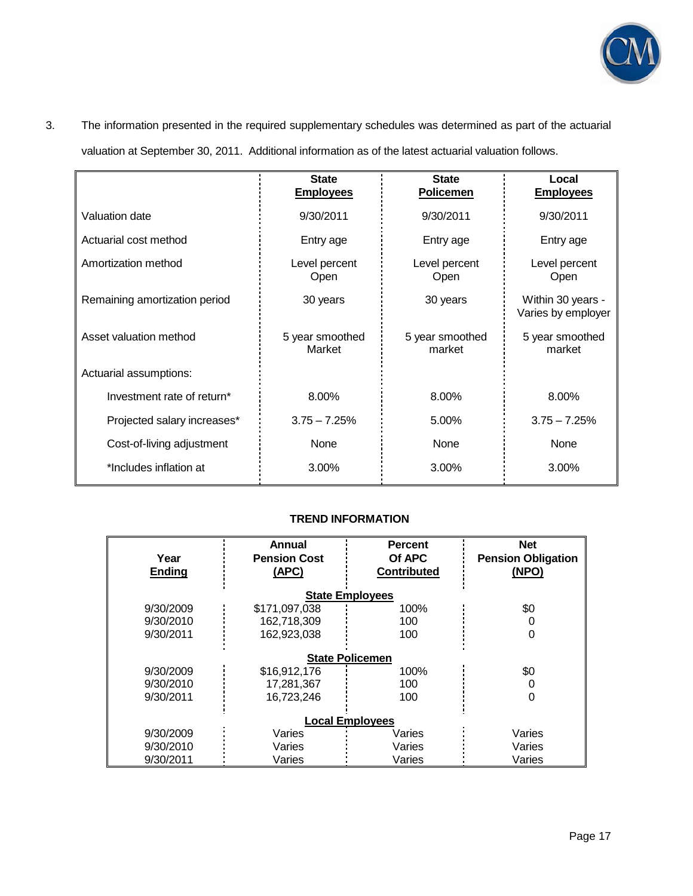3. The information presented in the required supplementary schedules was determined as part of the actuarial valuation at September 30, 2011. Additional information as of the latest actuarial valuation follows.

| | State Employees | State Policemen | Local Employees |
|---|---|---|---|
| Valuation date | 9/30/2011 | 9/30/2011 | 9/30/2011 |
| Actuarial cost method | Entry age | Entry age | Entry age |
| Amortization method | Level percent Open | Level percent Open | Level percent Open |
| Remaining amortization period | 30 years | 30 years | Within 30 years - Varies by employer |
| Asset valuation method | 5 year smoothed Market | 5 year smoothed market | 5 year smoothed market |
| Actuarial assumptions: | | | |
| Investment rate of return* | 8.00% | 8.00% | 8.00% |
| Projected salary increases* | 3.75 – 7.25% | 5.00% | 3.75 – 7.25% |
| Cost-of-living adjustment | None | None | None |
| *Includes inflation at | 3.00% | 3.00% | 3.00% |

**TREND INFORMATION**

| Year Ending | Annual Pension Cost (APC) | Percent Of APC Contributed | Net Pension Obligation (NPO) |
|---|---|---|---|
| | **State Employees** | | |
| 9/30/2009 | $171,097,038 | 100% | $0 |
| 9/30/2010 | 162,718,309 | 100 | 0 |
| 9/30/2011 | 162,923,038 | 100 | 0 |
| | **State Policemen** | | |
| 9/30/2009 | $16,912,176 | 100% | $0 |
| 9/30/2010 | 17,281,367 | 100 | 0 |
| 9/30/2011 | 16,723,246 | 100 | 0 |
| | **Local Employees** | | |
| 9/30/2009 | Varies | Varies | Varies |
| 9/30/2010 | Varies | Varies | Varies |
| 9/30/2011 | Varies | Varies | Varies |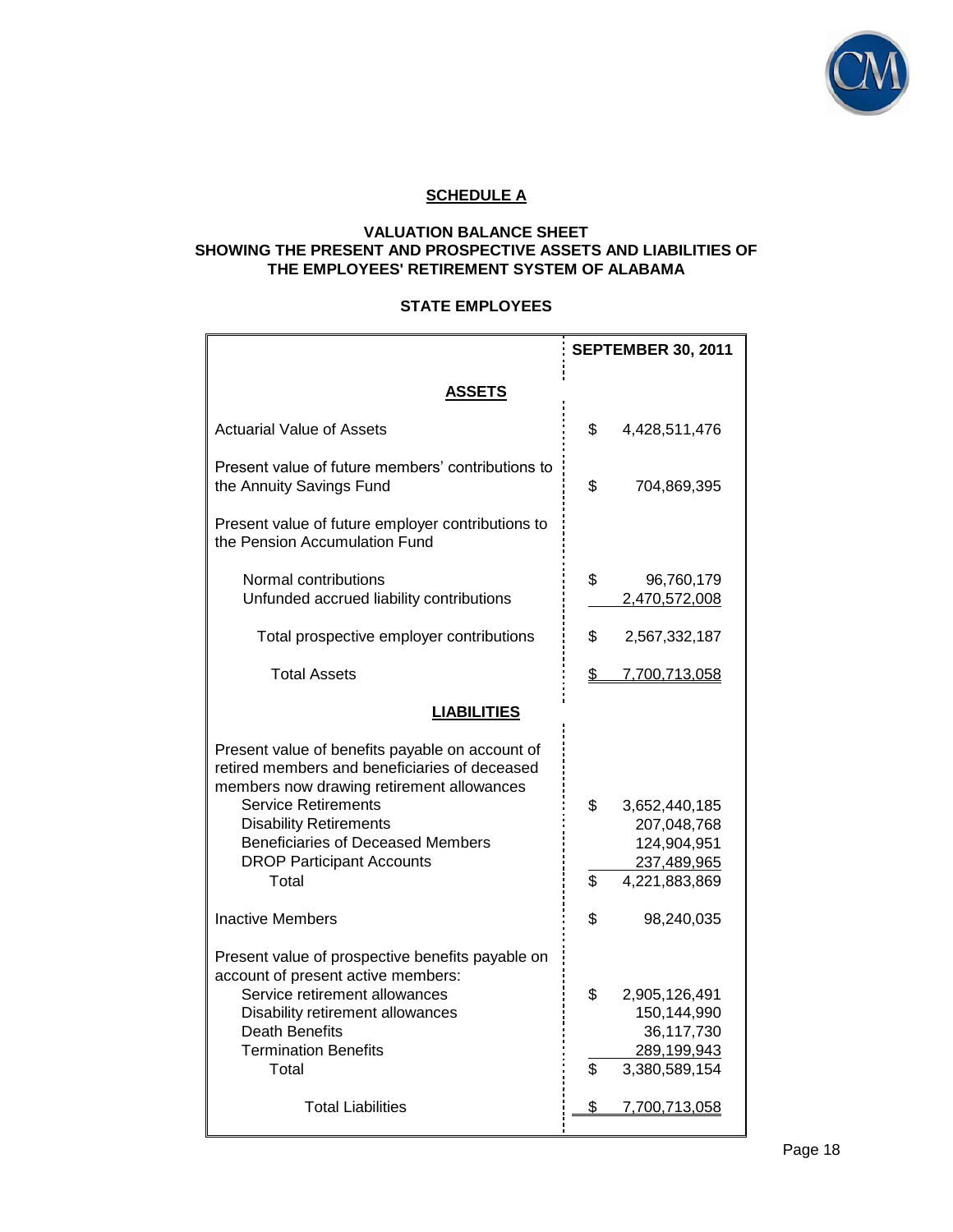## SCHEDULE A

### VALUATION BALANCE SHEET
### SHOWING THE PRESENT AND PROSPECTIVE ASSETS AND LIABILITIES OF THE EMPLOYEES' RETIREMENT SYSTEM OF ALABAMA

### STATE EMPLOYEES

| | SEPTEMBER 30, 2011 |
|---|---|
| **ASSETS** | |
| Actuarial Value of Assets | $ 4,428,511,476 |
| Present value of future members' contributions to the Annuity Savings Fund | $ 704,869,395 |
| Present value of future employer contributions to the Pension Accumulation Fund | |
| Normal contributions | $ 96,760,179 |
| Unfunded accrued liability contributions | 2,470,572,008 |
| Total prospective employer contributions | $ 2,567,332,187 |
| Total Assets | $ 7,700,713,058 |
| **LIABILITIES** | |
| Present value of benefits payable on account of retired members and beneficiaries of deceased members now drawing retirement allowances | |
| Service Retirements | $ 3,652,440,185 |
| Disability Retirements | 207,048,768 |
| Beneficiaries of Deceased Members | 124,904,951 |
| DROP Participant Accounts | 237,489,965 |
| Total | $ 4,221,883,869 |
| Inactive Members | $ 98,240,035 |
| Present value of prospective benefits payable on account of present active members: | |
| Service retirement allowances | $ 2,905,126,491 |
| Disability retirement allowances | 150,144,990 |
| Death Benefits | 36,117,730 |
| Termination Benefits | 289,199,943 |
| Total | $ 3,380,589,154 |
| Total Liabilities | $ 7,700,713,058 |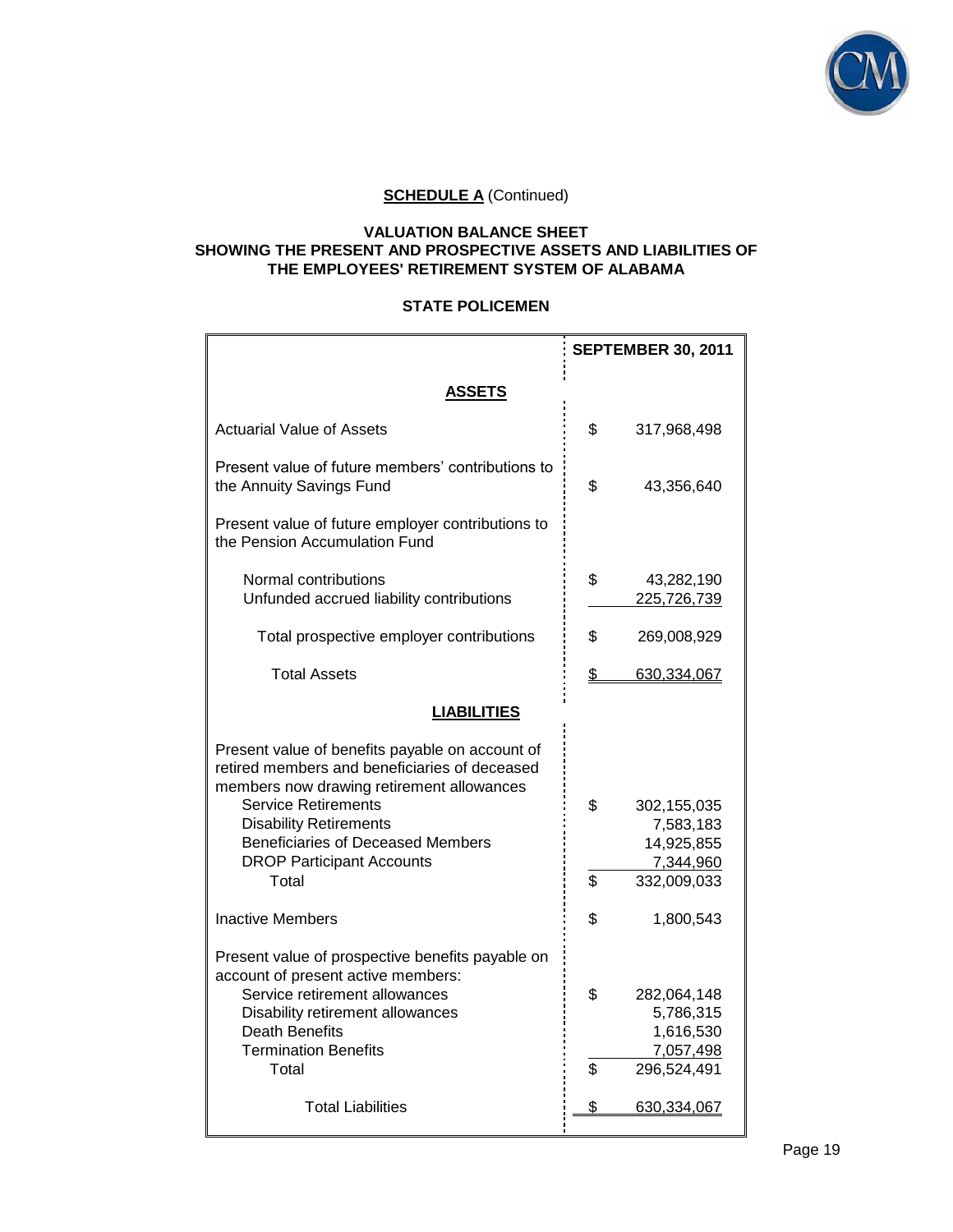**SCHEDULE A** (Continued)

**VALUATION BALANCE SHEET**
**SHOWING THE PRESENT AND PROSPECTIVE ASSETS AND LIABILITIES OF**
**THE EMPLOYEES' RETIREMENT SYSTEM OF ALABAMA**

**STATE POLICEMEN**

| | SEPTEMBER 30, 2011 |
|---|---|
| **ASSETS** | |
| Actuarial Value of Assets | $ 317,968,498 |
| Present value of future members' contributions to the Annuity Savings Fund | $ 43,356,640 |
| Present value of future employer contributions to the Pension Accumulation Fund | |
| Normal contributions | $ 43,282,190 |
| Unfunded accrued liability contributions | 225,726,739 |
| Total prospective employer contributions | $ 269,008,929 |
| Total Assets | $ 630,334,067 |
| **LIABILITIES** | |
| Present value of benefits payable on account of retired members and beneficiaries of deceased members now drawing retirement allowances | |
| Service Retirements | $ 302,155,035 |
| Disability Retirements | 7,583,183 |
| Beneficiaries of Deceased Members | 14,925,855 |
| DROP Participant Accounts | 7,344,960 |
| Total | $ 332,009,033 |
| Inactive Members | $ 1,800,543 |
| Present value of prospective benefits payable on account of present active members: | |
| Service retirement allowances | $ 282,064,148 |
| Disability retirement allowances | 5,786,315 |
| Death Benefits | 1,616,530 |
| Termination Benefits | 7,057,498 |
| Total | $ 296,524,491 |
| Total Liabilities | $ 630,334,067 |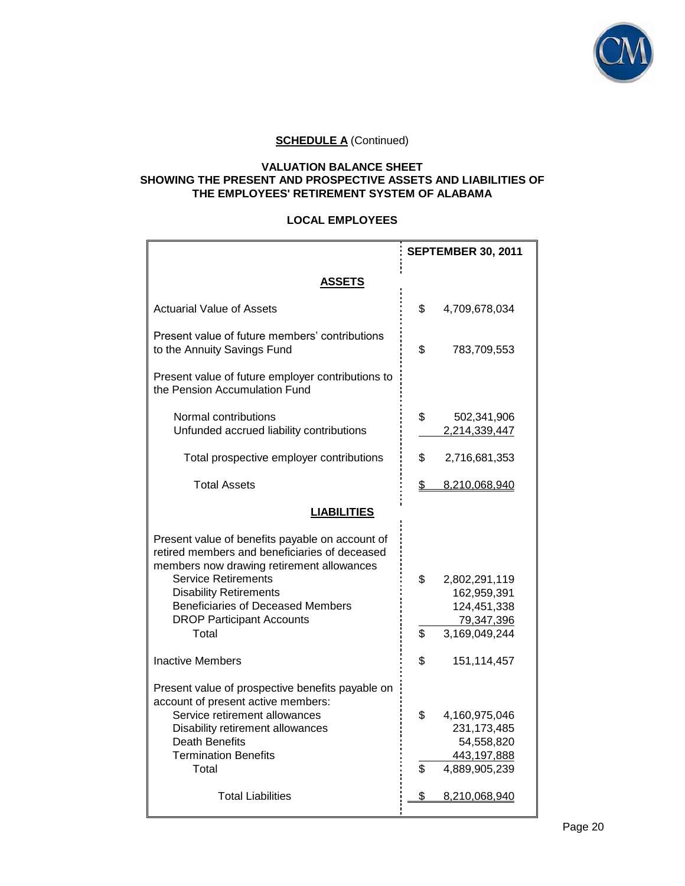**SCHEDULE A** (Continued)

**VALUATION BALANCE SHEET**
**SHOWING THE PRESENT AND PROSPECTIVE ASSETS AND LIABILITIES OF**
**THE EMPLOYEES' RETIREMENT SYSTEM OF ALABAMA**

**LOCAL EMPLOYEES**

| | SEPTEMBER 30, 2011 |
|---|---|
| **ASSETS** | |
| Actuarial Value of Assets | $ 4,709,678,034 |
| Present value of future members' contributions to the Annuity Savings Fund | $ 783,709,553 |
| Present value of future employer contributions to the Pension Accumulation Fund | |
| Normal contributions | $ 502,341,906 |
| Unfunded accrued liability contributions | 2,214,339,447 |
| Total prospective employer contributions | $ 2,716,681,353 |
| Total Assets | $ 8,210,068,940 |
| **LIABILITIES** | |
| Present value of benefits payable on account of retired members and beneficiaries of deceased members now drawing retirement allowances | |
| Service Retirements | $ 2,802,291,119 |
| Disability Retirements | 162,959,391 |
| Beneficiaries of Deceased Members | 124,451,338 |
| DROP Participant Accounts | 79,347,396 |
| Total | $ 3,169,049,244 |
| Inactive Members | $ 151,114,457 |
| Present value of prospective benefits payable on account of present active members: | |
| Service retirement allowances | $ 4,160,975,046 |
| Disability retirement allowances | 231,173,485 |
| Death Benefits | 54,558,820 |
| Termination Benefits | 443,197,888 |
| Total | $ 4,889,905,239 |
| Total Liabilities | $ 8,210,068,940 |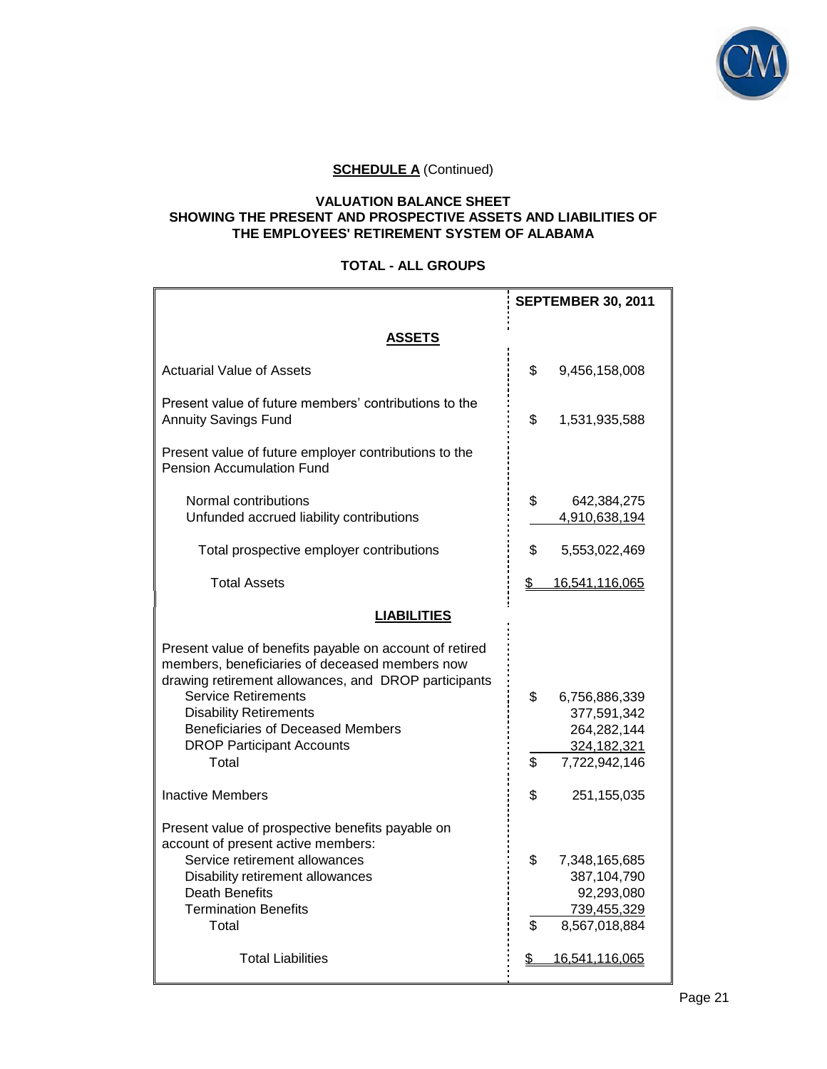**SCHEDULE A** (Continued)

**VALUATION BALANCE SHEET**
**SHOWING THE PRESENT AND PROSPECTIVE ASSETS AND LIABILITIES OF**
**THE EMPLOYEES' RETIREMENT SYSTEM OF ALABAMA**

**TOTAL - ALL GROUPS**

| | SEPTEMBER 30, 2011 |
|---|---|
| **ASSETS** | |
| Actuarial Value of Assets | $ 9,456,158,008 |
| Present value of future members' contributions to the Annuity Savings Fund | $ 1,531,935,588 |
| Present value of future employer contributions to the Pension Accumulation Fund | |
| Normal contributions | $ 642,384,275 |
| Unfunded accrued liability contributions | 4,910,638,194 |
| Total prospective employer contributions | $ 5,553,022,469 |
| Total Assets | $ 16,541,116,065 |
| **LIABILITIES** | |
| Present value of benefits payable on account of retired members, beneficiaries of deceased members now drawing retirement allowances, and DROP participants | |
| Service Retirements | $ 6,756,886,339 |
| Disability Retirements | 377,591,342 |
| Beneficiaries of Deceased Members | 264,282,144 |
| DROP Participant Accounts | 324,182,321 |
| Total | $ 7,722,942,146 |
| Inactive Members | $ 251,155,035 |
| Present value of prospective benefits payable on account of present active members: | |
| Service retirement allowances | $ 7,348,165,685 |
| Disability retirement allowances | 387,104,790 |
| Death Benefits | 92,293,080 |
| Termination Benefits | 739,455,329 |
| Total | $ 8,567,018,884 |
| Total Liabilities | $ 16,541,116,065 |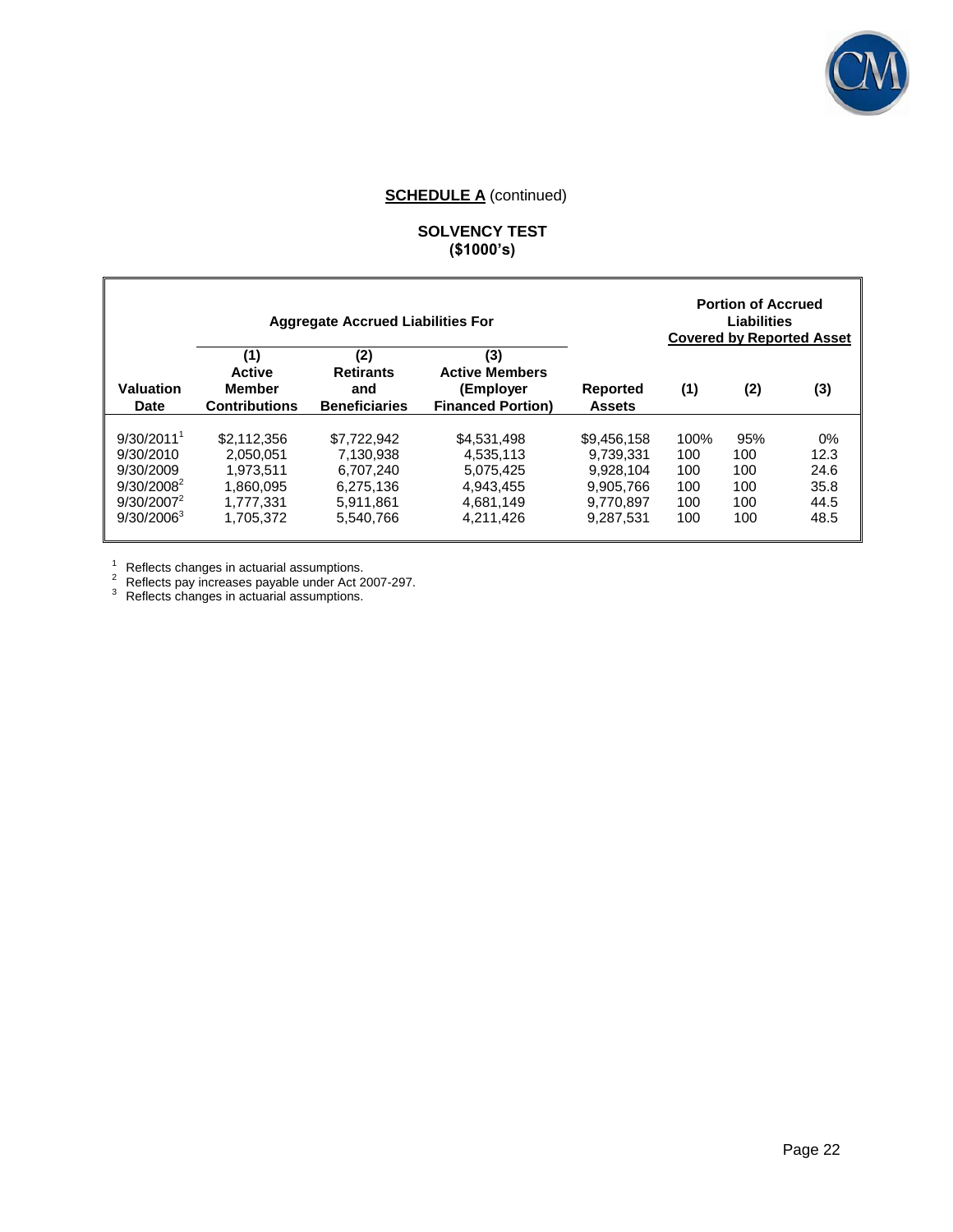**SCHEDULE A** (continued)

**SOLVENCY TEST**
**($1000's)**

| | Aggregate Accrued Liabilities For | | | | Portion of Accrued Liabilities Covered by Reported Asset | | |
|---|---|---|---|---|---|---|---|
| **Valuation Date** | **(1) Active Member Contributions** | **(2) Retirants and Beneficiaries** | **(3) Active Members (Employer Financed Portion)** | **Reported Assets** | **(1)** | **(2)** | **(3)** |
| 9/30/2011[1] | $2,112,356 | $7,722,942 | $4,531,498 | $9,456,158 | 100% | 95% | 0% |
| 9/30/2010 | 2,050,051 | 7,130,938 | 4,535,113 | 9,739,331 | 100 | 100 | 12.3 |
| 9/30/2009 | 1,973,511 | 6,707,240 | 5,075,425 | 9,928,104 | 100 | 100 | 24.6 |
| 9/30/2008[2] | 1,860,095 | 6,275,136 | 4,943,455 | 9,905,766 | 100 | 100 | 35.8 |
| 9/30/2007[2] | 1,777,331 | 5,911,861 | 4,681,149 | 9,770,897 | 100 | 100 | 44.5 |
| 9/30/2006[3] | 1,705,372 | 5,540,766 | 4,211,426 | 9,287,531 | 100 | 100 | 48.5 |

[1] Reflects changes in actuarial assumptions.
[2] Reflects pay increases payable under Act 2007-297.
[3] Reflects changes in actuarial assumptions.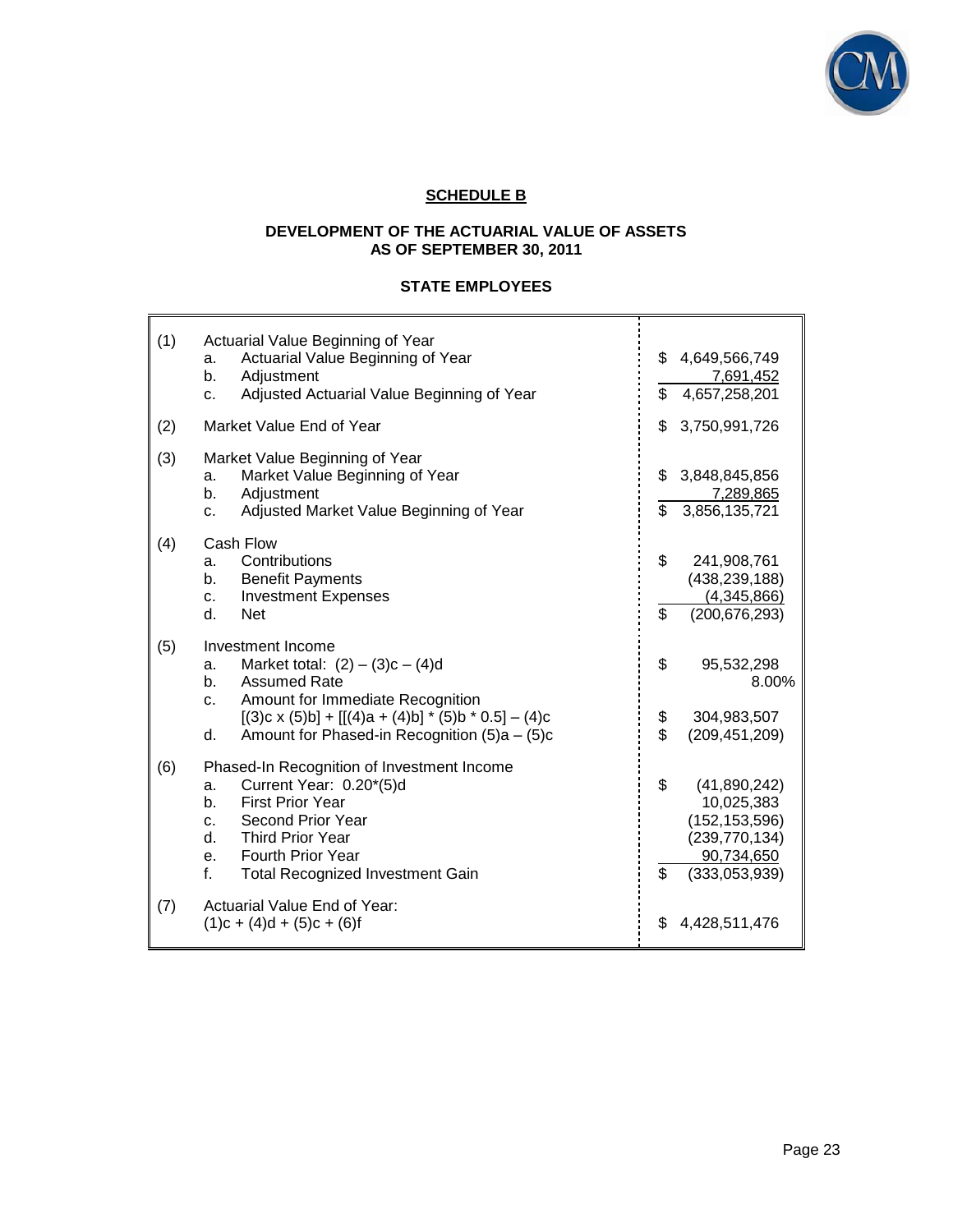## SCHEDULE B

### DEVELOPMENT OF THE ACTUARIAL VALUE OF ASSETS AS OF SEPTEMBER 30, 2011

### STATE EMPLOYEES

| | | |
|---|---|---|
| (1) | Actuarial Value Beginning of Year | |
| | a. Actuarial Value Beginning of Year | $ 4,649,566,749 |
| | b. Adjustment | 7,691,452 |
| | c. Adjusted Actuarial Value Beginning of Year | $ 4,657,258,201 |
| (2) | Market Value End of Year | $ 3,750,991,726 |
| (3) | Market Value Beginning of Year | |
| | a. Market Value Beginning of Year | $ 3,848,845,856 |
| | b. Adjustment | 7,289,865 |
| | c. Adjusted Market Value Beginning of Year | $ 3,856,135,721 |
| (4) | Cash Flow | |
| | a. Contributions | $ 241,908,761 |
| | b. Benefit Payments | (438,239,188) |
| | c. Investment Expenses | (4,345,866) |
| | d. Net | $ (200,676,293) |
| (5) | Investment Income | |
| | a. Market total: (2) – (3)c – (4)d | $ 95,532,298 |
| | b. Assumed Rate | 8.00% |
| | c. Amount for Immediate Recognition [(3)c x (5)b] + [[(4)a + (4)b] * (5)b * 0.5] – (4)c | $ 304,983,507 |
| | d. Amount for Phased-in Recognition (5)a – (5)c | $ (209,451,209) |
| (6) | Phased-In Recognition of Investment Income | |
| | a. Current Year: 0.20*(5)d | $ (41,890,242) |
| | b. First Prior Year | 10,025,383 |
| | c. Second Prior Year | (152,153,596) |
| | d. Third Prior Year | (239,770,134) |
| | e. Fourth Prior Year | 90,734,650 |
| | f. Total Recognized Investment Gain | $ (333,053,939) |
| (7) | Actuarial Value End of Year: (1)c + (4)d + (5)c + (6)f | $ 4,428,511,476 |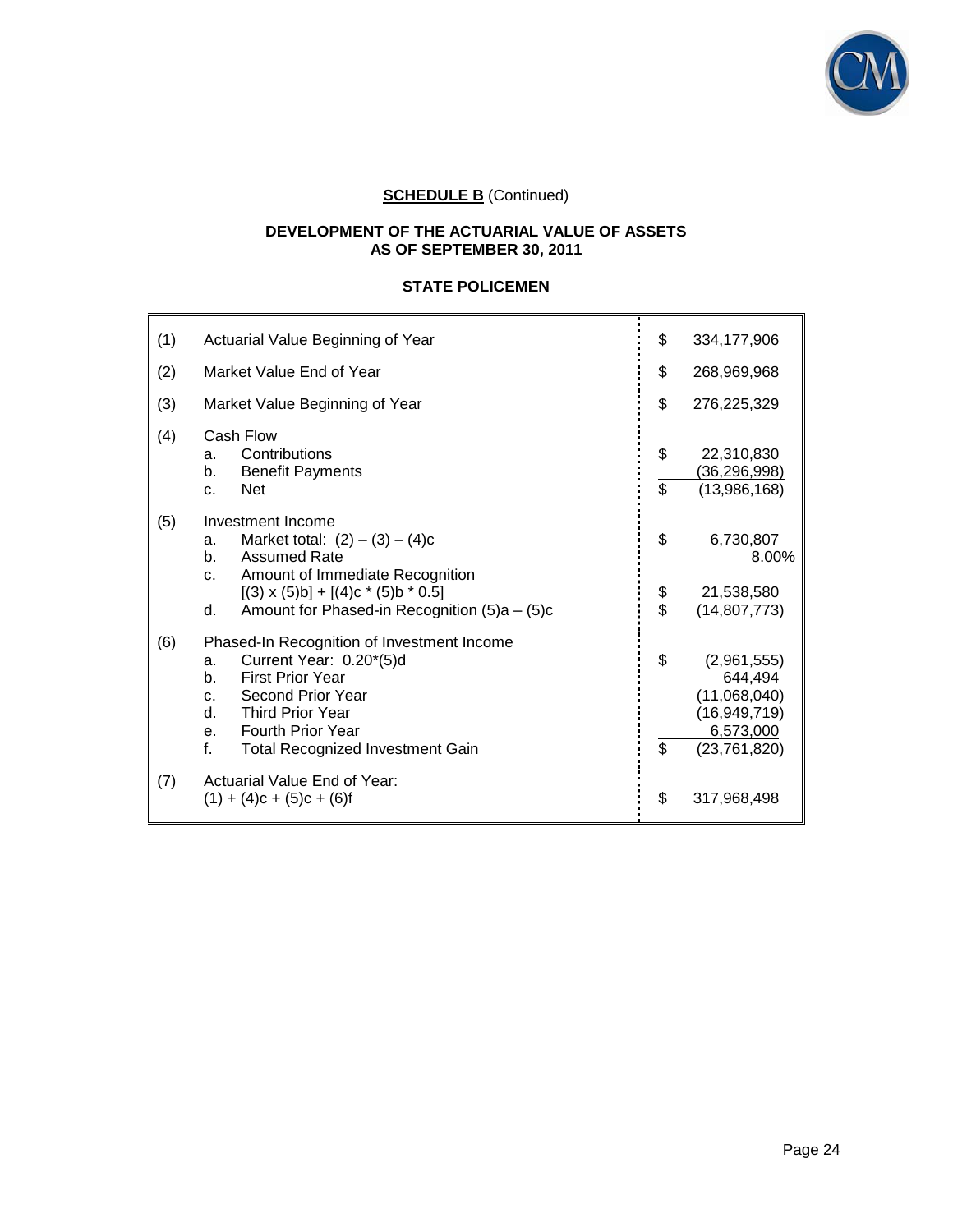**SCHEDULE B** (Continued)

**DEVELOPMENT OF THE ACTUARIAL VALUE OF ASSETS AS OF SEPTEMBER 30, 2011**

**STATE POLICEMEN**

| | | | |
|---|---|---|---|
| (1) | Actuarial Value Beginning of Year | $ | 334,177,906 |
| (2) | Market Value End of Year | $ | 268,969,968 |
| (3) | Market Value Beginning of Year | $ | 276,225,329 |
| (4) | Cash Flow | | |
| | a. Contributions | $ | 22,310,830 |
| | b. Benefit Payments | | (36,296,998) |
| | c. Net | $ | (13,986,168) |
| (5) | Investment Income | | |
| | a. Market total: (2) – (3) – (4)c | $ | 6,730,807 |
| | b. Assumed Rate | | 8.00% |
| | c. Amount of Immediate Recognition [(3) x (5)b] + [(4)c * (5)b * 0.5] | $ | 21,538,580 |
| | d. Amount for Phased-in Recognition (5)a – (5)c | $ | (14,807,773) |
| (6) | Phased-In Recognition of Investment Income | | |
| | a. Current Year: 0.20*(5)d | $ | (2,961,555) |
| | b. First Prior Year | | 644,494 |
| | c. Second Prior Year | | (11,068,040) |
| | d. Third Prior Year | | (16,949,719) |
| | e. Fourth Prior Year | | 6,573,000 |
| | f. Total Recognized Investment Gain | $ | (23,761,820) |
| (7) | Actuarial Value End of Year: (1) + (4)c + (5)c + (6)f | $ | 317,968,498 |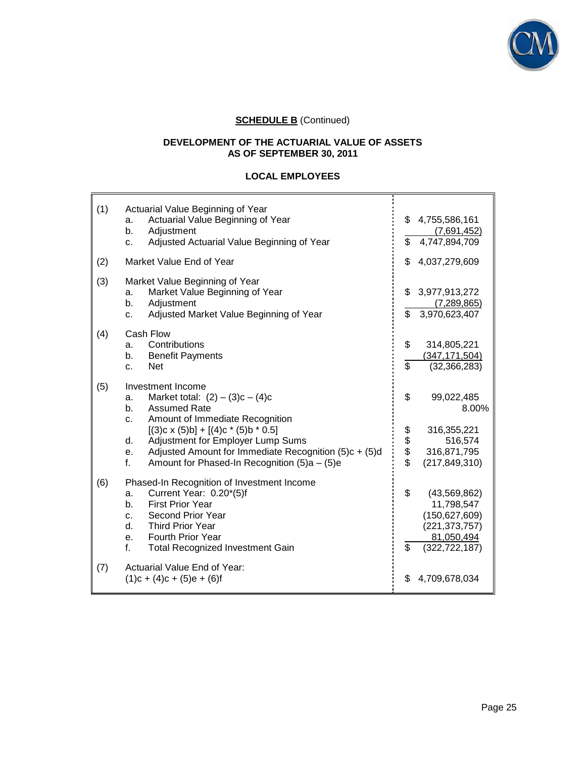**SCHEDULE B** (Continued)

**DEVELOPMENT OF THE ACTUARIAL VALUE OF ASSETS AS OF SEPTEMBER 30, 2011**

**LOCAL EMPLOYEES**

| | | |
|---|---|---|
| (1) | Actuarial Value Beginning of Year | |
| | a. Actuarial Value Beginning of Year | $ 4,755,586,161 |
| | b. Adjustment | (7,691,452) |
| | c. Adjusted Actuarial Value Beginning of Year | $ 4,747,894,709 |
| (2) | Market Value End of Year | $ 4,037,279,609 |
| (3) | Market Value Beginning of Year | |
| | a. Market Value Beginning of Year | $ 3,977,913,272 |
| | b. Adjustment | (7,289,865) |
| | c. Adjusted Market Value Beginning of Year | $ 3,970,623,407 |
| (4) | Cash Flow | |
| | a. Contributions | $ 314,805,221 |
| | b. Benefit Payments | (347,171,504) |
| | c. Net | $ (32,366,283) |
| (5) | Investment Income | |
| | a. Market total: (2) – (3)c – (4)c | $ 99,022,485 |
| | b. Assumed Rate | 8.00% |
| | c. Amount of Immediate Recognition [(3)c x (5)b] + [(4)c * (5)b * 0.5] | $ 316,355,221 |
| | d. Adjustment for Employer Lump Sums | $ 516,574 |
| | e. Adjusted Amount for Immediate Recognition (5)c + (5)d | $ 316,871,795 |
| | f. Amount for Phased-In Recognition (5)a – (5)e | $ (217,849,310) |
| (6) | Phased-In Recognition of Investment Income | |
| | a. Current Year: 0.20*(5)f | $ (43,569,862) |
| | b. First Prior Year | 11,798,547 |
| | c. Second Prior Year | (150,627,609) |
| | d. Third Prior Year | (221,373,757) |
| | e. Fourth Prior Year | 81,050,494 |
| | f. Total Recognized Investment Gain | $ (322,722,187) |
| (7) | Actuarial Value End of Year: (1)c + (4)c + (5)e + (6)f | $ 4,709,678,034 |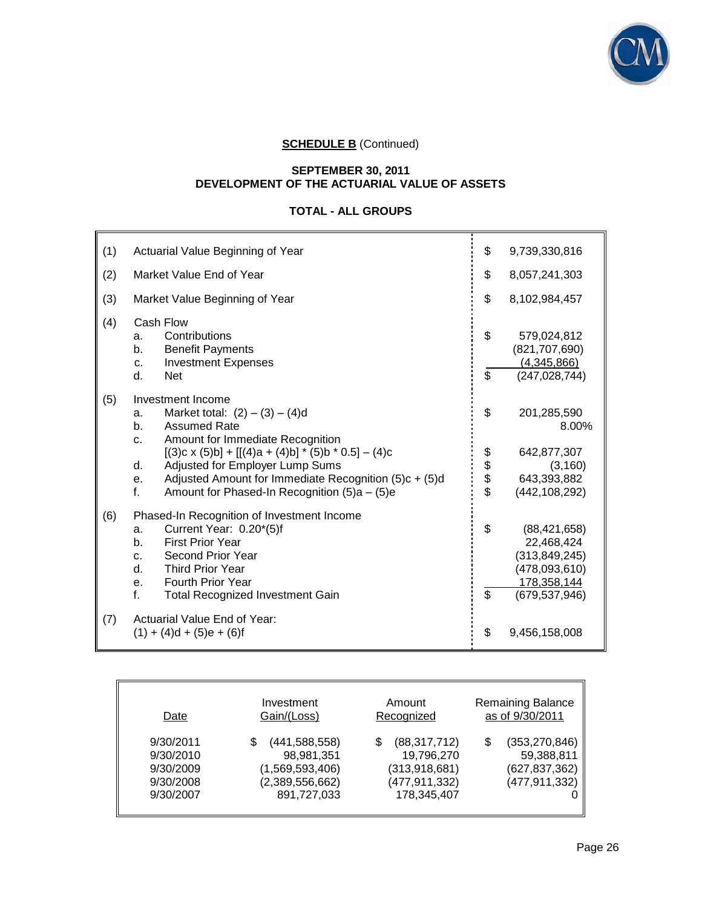**SCHEDULE B** (Continued)

**SEPTEMBER 30, 2011**
**DEVELOPMENT OF THE ACTUARIAL VALUE OF ASSETS**

**TOTAL - ALL GROUPS**

| | | |
|---|---|---|
| (1) | Actuarial Value Beginning of Year | $ 9,739,330,816 |
| (2) | Market Value End of Year | $ 8,057,241,303 |
| (3) | Market Value Beginning of Year | $ 8,102,984,457 |
| (4) | Cash Flow | |
| | a. Contributions | $ 579,024,812 |
| | b. Benefit Payments | (821,707,690) |
| | c. Investment Expenses | (4,345,866) |
| | d. Net | $ (247,028,744) |
| (5) | Investment Income | |
| | a. Market total: (2) – (3) – (4)d | $ 201,285,590 |
| | b. Assumed Rate | 8.00% |
| | c. Amount for Immediate Recognition [(3)c x (5)b] + [[(4)a + (4)b] * (5)b * 0.5] – (4)c | $ 642,877,307 |
| | d. Adjusted for Employer Lump Sums | $ (3,160) |
| | e. Adjusted Amount for Immediate Recognition (5)c + (5)d | $ 643,393,882 |
| | f. Amount for Phased-In Recognition (5)a – (5)e | $ (442,108,292) |
| (6) | Phased-In Recognition of Investment Income | |
| | a. Current Year: 0.20*(5)f | $ (88,421,658) |
| | b. First Prior Year | 22,468,424 |
| | c. Second Prior Year | (313,849,245) |
| | d. Third Prior Year | (478,093,610) |
| | e. Fourth Prior Year | 178,358,144 |
| | f. Total Recognized Investment Gain | $ (679,537,946) |
| (7) | Actuarial Value End of Year: (1) + (4)d + (5)e + (6)f | $ 9,456,158,008 |

| Date | Investment Gain/(Loss) | Amount Recognized | Remaining Balance as of 9/30/2011 |
|---|---|---|---|
| 9/30/2011 | $ (441,588,558) | $ (88,317,712) | $ (353,270,846) |
| 9/30/2010 | 98,981,351 | 19,796,270 | 59,388,811 |
| 9/30/2009 | (1,569,593,406) | (313,918,681) | (627,837,362) |
| 9/30/2008 | (2,389,556,662) | (477,911,332) | (477,911,332) |
| 9/30/2007 | 891,727,033 | 178,345,407 | 0 |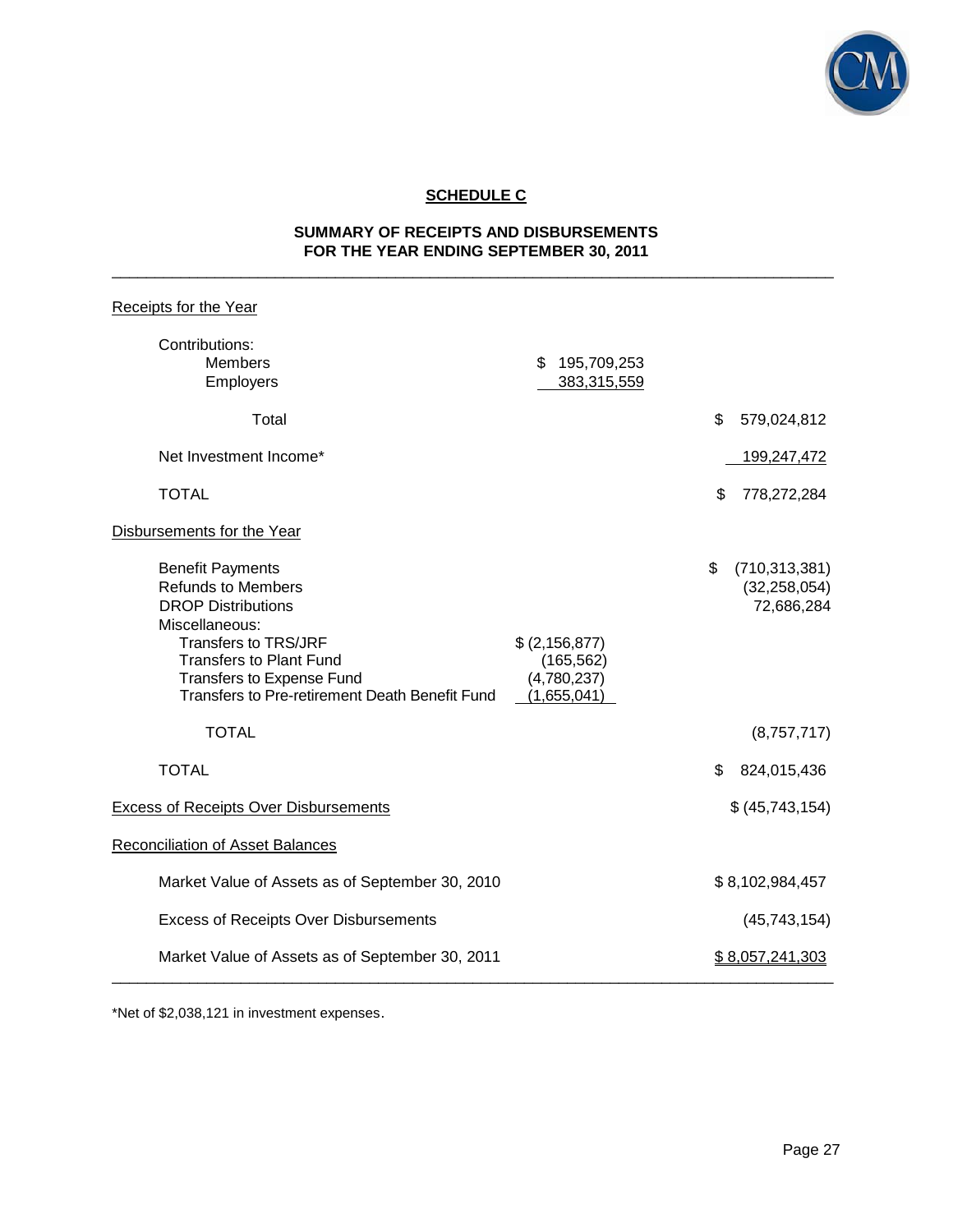## SCHEDULE C

### SUMMARY OF RECEIPTS AND DISBURSEMENTS FOR THE YEAR ENDING SEPTEMBER 30, 2011

| | | |
|---|---|---|
| **Receipts for the Year** | | |
| Contributions: | | |
| Members | $ 195,709,253 | |
| Employers | 383,315,559 | |
| Total | | $ 579,024,812 |
| Net Investment Income* | | 199,247,472 |
| TOTAL | | $ 778,272,284 |
| **Disbursements for the Year** | | |
| Benefit Payments | | $ (710,313,381) |
| Refunds to Members | | (32,258,054) |
| DROP Distributions | | 72,686,284 |
| Miscellaneous: | | |
| Transfers to TRS/JRF | $ (2,156,877) | |
| Transfers to Plant Fund | (165,562) | |
| Transfers to Expense Fund | (4,780,237) | |
| Transfers to Pre-retirement Death Benefit Fund | (1,655,041) | |
| TOTAL | | (8,757,717) |
| TOTAL | | $ 824,015,436 |
| **Excess of Receipts Over Disbursements** | | $ (45,743,154) |
| **Reconciliation of Asset Balances** | | |
| Market Value of Assets as of September 30, 2010 | | $ 8,102,984,457 |
| Excess of Receipts Over Disbursements | | (45,743,154) |
| Market Value of Assets as of September 30, 2011 | | $ 8,057,241,303 |

*Net of $2,038,121 in investment expenses.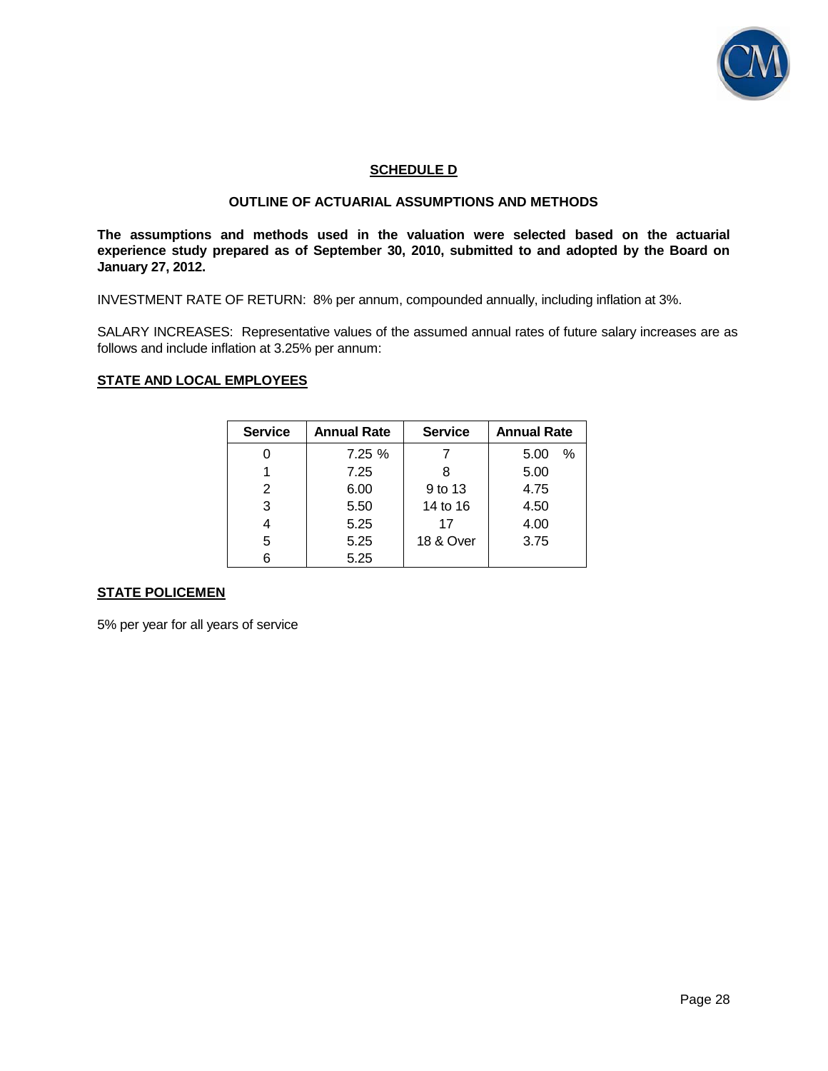## SCHEDULE D

### OUTLINE OF ACTUARIAL ASSUMPTIONS AND METHODS

**The assumptions and methods used in the valuation were selected based on the actuarial experience study prepared as of September 30, 2010, submitted to and adopted by the Board on January 27, 2012.**

INVESTMENT RATE OF RETURN: 8% per annum, compounded annually, including inflation at 3%.

SALARY INCREASES: Representative values of the assumed annual rates of future salary increases are as follows and include inflation at 3.25% per annum:

**STATE AND LOCAL EMPLOYEES**

| Service | Annual Rate | Service | Annual Rate |
|---|---|---|---|
| 0 | 7.25 % | 7 | 5.00 % |
| 1 | 7.25 | 8 | 5.00 |
| 2 | 6.00 | 9 to 13 | 4.75 |
| 3 | 5.50 | 14 to 16 | 4.50 |
| 4 | 5.25 | 17 | 4.00 |
| 5 | 5.25 | 18 & Over | 3.75 |
| 6 | 5.25 | | |

**STATE POLICEMEN**

5% per year for all years of service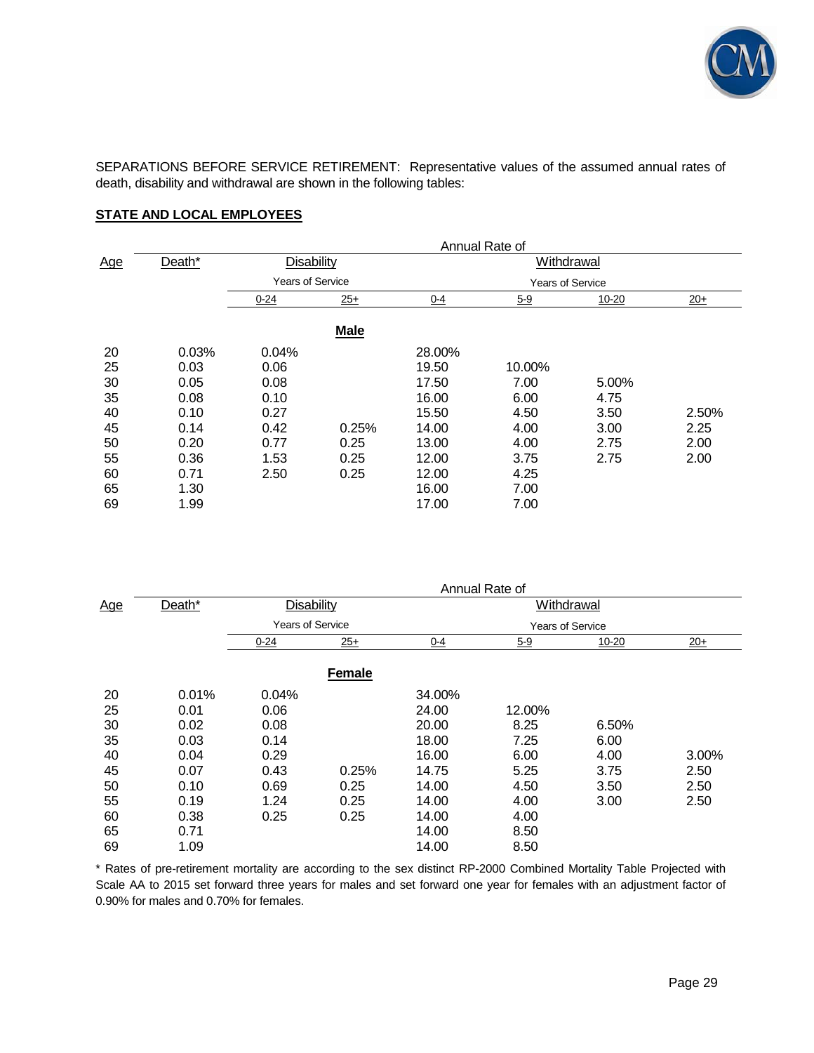SEPARATIONS BEFORE SERVICE RETIREMENT: Representative values of the assumed annual rates of death, disability and withdrawal are shown in the following tables:

**STATE AND LOCAL EMPLOYEES**

| Age | Death* | Disability | | Withdrawal | | | |
|---|---|---|---|---|---|---|---|
| | | Years of Service | | Years of Service | | | |
| | | 0-24 | 25+ | 0-4 | 5-9 | 10-20 | 20+ |
| | | | **Male** | | | | |
| 20 | 0.03% | 0.04% | | 28.00% | | | |
| 25 | 0.03 | 0.06 | | 19.50 | 10.00% | | |
| 30 | 0.05 | 0.08 | | 17.50 | 7.00 | 5.00% | |
| 35 | 0.08 | 0.10 | | 16.00 | 6.00 | 4.75 | |
| 40 | 0.10 | 0.27 | | 15.50 | 4.50 | 3.50 | 2.50% |
| 45 | 0.14 | 0.42 | 0.25% | 14.00 | 4.00 | 3.00 | 2.25 |
| 50 | 0.20 | 0.77 | 0.25 | 13.00 | 4.00 | 2.75 | 2.00 |
| 55 | 0.36 | 1.53 | 0.25 | 12.00 | 3.75 | 2.75 | 2.00 |
| 60 | 0.71 | 2.50 | 0.25 | 12.00 | 4.25 | | |
| 65 | 1.30 | | | 16.00 | 7.00 | | |
| 69 | 1.99 | | | 17.00 | 7.00 | | |

| Age | Death* | Disability | | Withdrawal | | | |
|---|---|---|---|---|---|---|---|
| | | Years of Service | | Years of Service | | | |
| | | 0-24 | 25+ | 0-4 | 5-9 | 10-20 | 20+ |
| | | | **Female** | | | | |
| 20 | 0.01% | 0.04% | | 34.00% | | | |
| 25 | 0.01 | 0.06 | | 24.00 | 12.00% | | |
| 30 | 0.02 | 0.08 | | 20.00 | 8.25 | 6.50% | |
| 35 | 0.03 | 0.14 | | 18.00 | 7.25 | 6.00 | |
| 40 | 0.04 | 0.29 | | 16.00 | 6.00 | 4.00 | 3.00% |
| 45 | 0.07 | 0.43 | 0.25% | 14.75 | 5.25 | 3.75 | 2.50 |
| 50 | 0.10 | 0.69 | 0.25 | 14.00 | 4.50 | 3.50 | 2.50 |
| 55 | 0.19 | 1.24 | 0.25 | 14.00 | 4.00 | 3.00 | 2.50 |
| 60 | 0.38 | 0.25 | 0.25 | 14.00 | 4.00 | | |
| 65 | 0.71 | | | 14.00 | 8.50 | | |
| 69 | 1.09 | | | 14.00 | 8.50 | | |

* Rates of pre-retirement mortality are according to the sex distinct RP-2000 Combined Mortality Table Projected with Scale AA to 2015 set forward three years for males and set forward one year for females with an adjustment factor of 0.90% for males and 0.70% for females.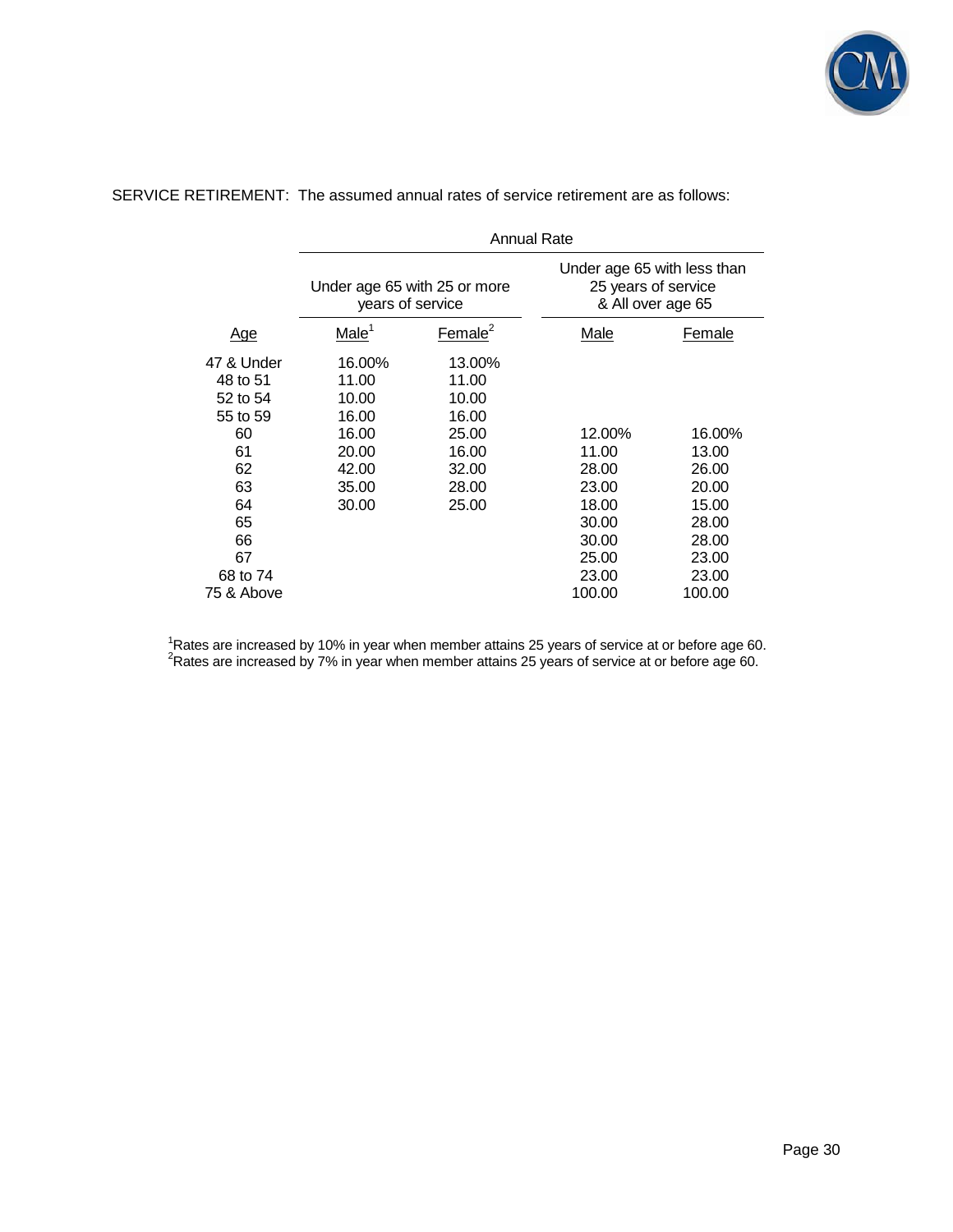SERVICE RETIREMENT: The assumed annual rates of service retirement are as follows:

| | Annual Rate | | | |
|---|---|---|---|---|
| | Under age 65 with 25 or more years of service | | Under age 65 with less than 25 years of service & All over age 65 | |
| Age | Male[1] | Female[2] | Male | Female |
| 47 & Under | 16.00% | 13.00% | | |
| 48 to 51 | 11.00 | 11.00 | | |
| 52 to 54 | 10.00 | 10.00 | | |
| 55 to 59 | 16.00 | 16.00 | | |
| 60 | 16.00 | 25.00 | 12.00% | 16.00% |
| 61 | 20.00 | 16.00 | 11.00 | 13.00 |
| 62 | 42.00 | 32.00 | 28.00 | 26.00 |
| 63 | 35.00 | 28.00 | 23.00 | 20.00 |
| 64 | 30.00 | 25.00 | 18.00 | 15.00 |
| 65 | | | 30.00 | 28.00 |
| 66 | | | 30.00 | 28.00 |
| 67 | | | 25.00 | 23.00 |
| 68 to 74 | | | 23.00 | 23.00 |
| 75 & Above | | | 100.00 | 100.00 |

[1] Rates are increased by 10% in year when member attains 25 years of service at or before age 60.
[2] Rates are increased by 7% in year when member attains 25 years of service at or before age 60.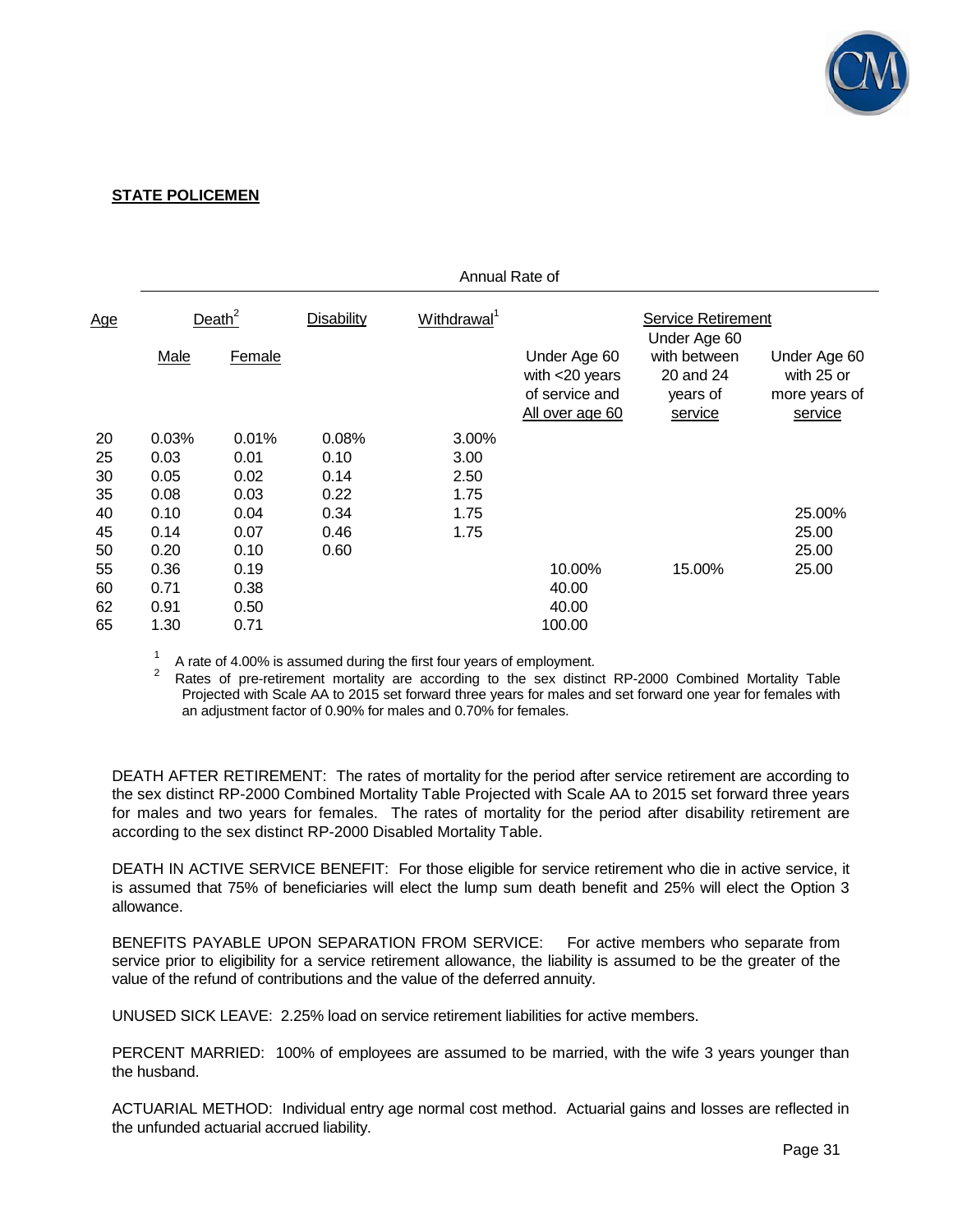**STATE POLICEMEN**

| Age | Annual Rate of | | | | | | |
|---|---|---|---|---|---|---|---|
| | Death[2] | | Disability | Withdrawal[1] | Service Retirement | | |
| | Male | Female | | | Under Age 60 with <20 years of service and All over age 60 | Under Age 60 with between 20 and 24 years of service | Under Age 60 with 25 or more years of service |
| 20 | 0.03% | 0.01% | 0.08% | 3.00% | | | |
| 25 | 0.03 | 0.01 | 0.10 | 3.00 | | | |
| 30 | 0.05 | 0.02 | 0.14 | 2.50 | | | |
| 35 | 0.08 | 0.03 | 0.22 | 1.75 | | | |
| 40 | 0.10 | 0.04 | 0.34 | 1.75 | | | 25.00% |
| 45 | 0.14 | 0.07 | 0.46 | 1.75 | | | 25.00 |
| 50 | 0.20 | 0.10 | 0.60 | | | | 25.00 |
| 55 | 0.36 | 0.19 | | | 10.00% | 15.00% | 25.00 |
| 60 | 0.71 | 0.38 | | | 40.00 | | |
| 62 | 0.91 | 0.50 | | | 40.00 | | |
| 65 | 1.30 | 0.71 | | | 100.00 | | |

[1] A rate of 4.00% is assumed during the first four years of employment.

[2] Rates of pre-retirement mortality are according to the sex distinct RP-2000 Combined Mortality Table Projected with Scale AA to 2015 set forward three years for males and set forward one year for females with an adjustment factor of 0.90% for males and 0.70% for females.

DEATH AFTER RETIREMENT: The rates of mortality for the period after service retirement are according to the sex distinct RP-2000 Combined Mortality Table Projected with Scale AA to 2015 set forward three years for males and two years for females. The rates of mortality for the period after disability retirement are according to the sex distinct RP-2000 Disabled Mortality Table.

DEATH IN ACTIVE SERVICE BENEFIT: For those eligible for service retirement who die in active service, it is assumed that 75% of beneficiaries will elect the lump sum death benefit and 25% will elect the Option 3 allowance.

BENEFITS PAYABLE UPON SEPARATION FROM SERVICE: For active members who separate from service prior to eligibility for a service retirement allowance, the liability is assumed to be the greater of the value of the refund of contributions and the value of the deferred annuity.

UNUSED SICK LEAVE: 2.25% load on service retirement liabilities for active members.

PERCENT MARRIED: 100% of employees are assumed to be married, with the wife 3 years younger than the husband.

ACTUARIAL METHOD: Individual entry age normal cost method. Actuarial gains and losses are reflected in the unfunded actuarial accrued liability.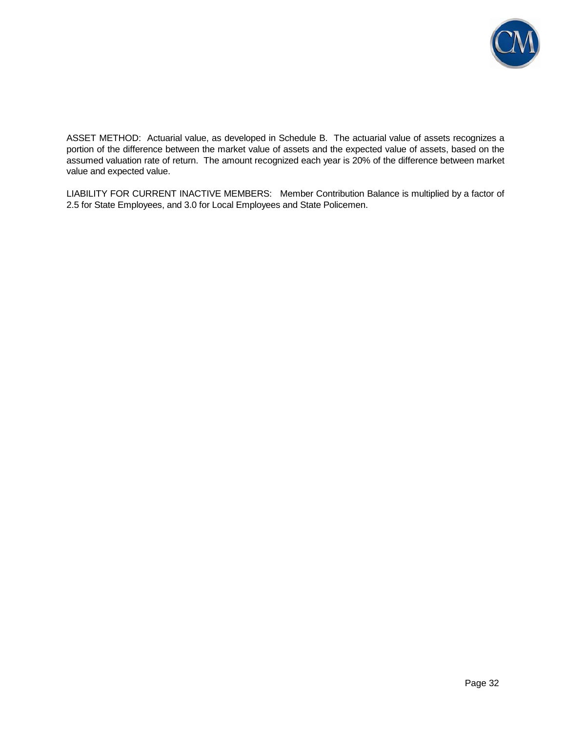ASSET METHOD: Actuarial value, as developed in Schedule B. The actuarial value of assets recognizes a portion of the difference between the market value of assets and the expected value of assets, based on the assumed valuation rate of return. The amount recognized each year is 20% of the difference between market value and expected value.

LIABILITY FOR CURRENT INACTIVE MEMBERS: Member Contribution Balance is multiplied by a factor of 2.5 for State Employees, and 3.0 for Local Employees and State Policemen.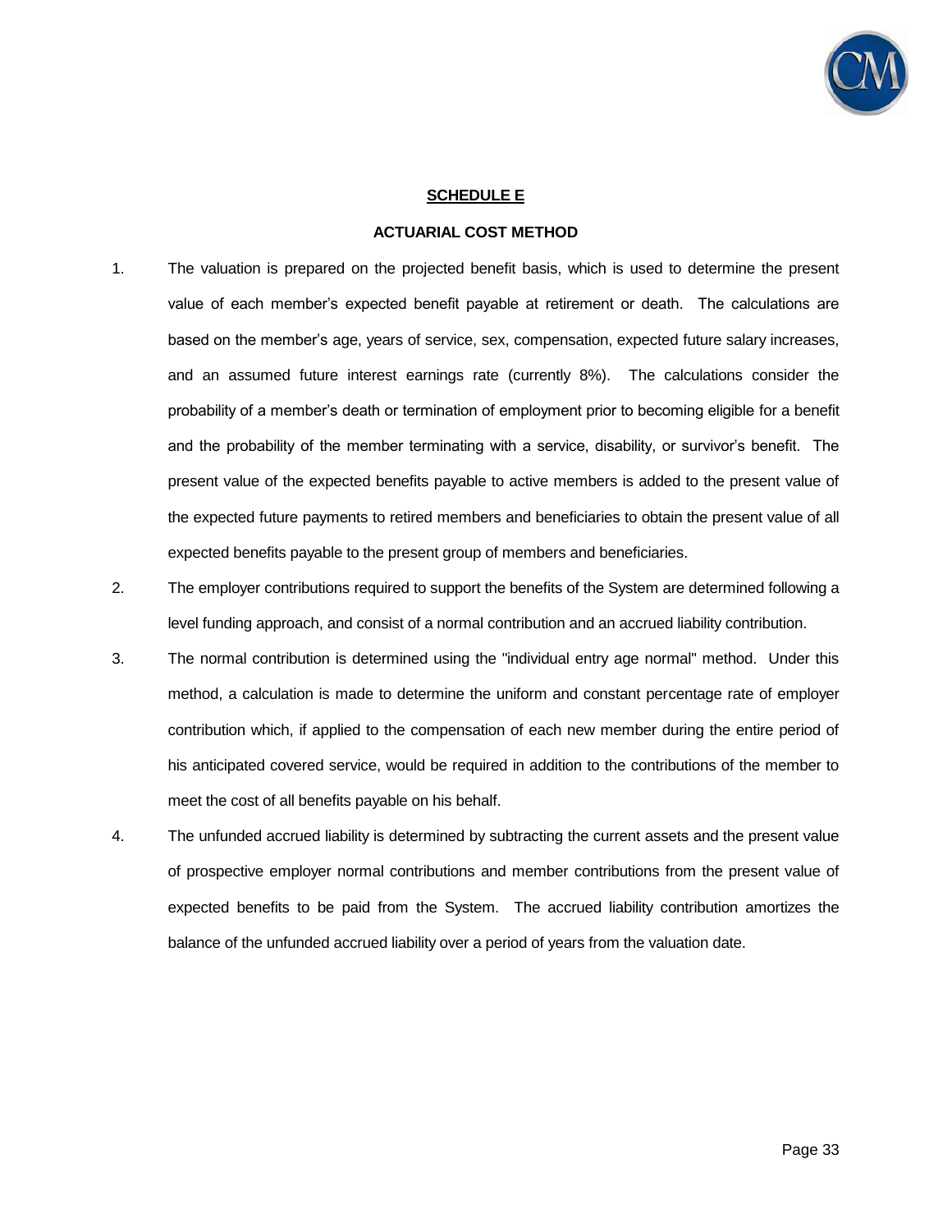## SCHEDULE E

### ACTUARIAL COST METHOD

1. The valuation is prepared on the projected benefit basis, which is used to determine the present value of each member's expected benefit payable at retirement or death. The calculations are based on the member's age, years of service, sex, compensation, expected future salary increases, and an assumed future interest earnings rate (currently 8%). The calculations consider the probability of a member's death or termination of employment prior to becoming eligible for a benefit and the probability of the member terminating with a service, disability, or survivor's benefit. The present value of the expected benefits payable to active members is added to the present value of the expected future payments to retired members and beneficiaries to obtain the present value of all expected benefits payable to the present group of members and beneficiaries.

2. The employer contributions required to support the benefits of the System are determined following a level funding approach, and consist of a normal contribution and an accrued liability contribution.

3. The normal contribution is determined using the "individual entry age normal" method. Under this method, a calculation is made to determine the uniform and constant percentage rate of employer contribution which, if applied to the compensation of each new member during the entire period of his anticipated covered service, would be required in addition to the contributions of the member to meet the cost of all benefits payable on his behalf.

4. The unfunded accrued liability is determined by subtracting the current assets and the present value of prospective employer normal contributions and member contributions from the present value of expected benefits to be paid from the System. The accrued liability contribution amortizes the balance of the unfunded accrued liability over a period of years from the valuation date.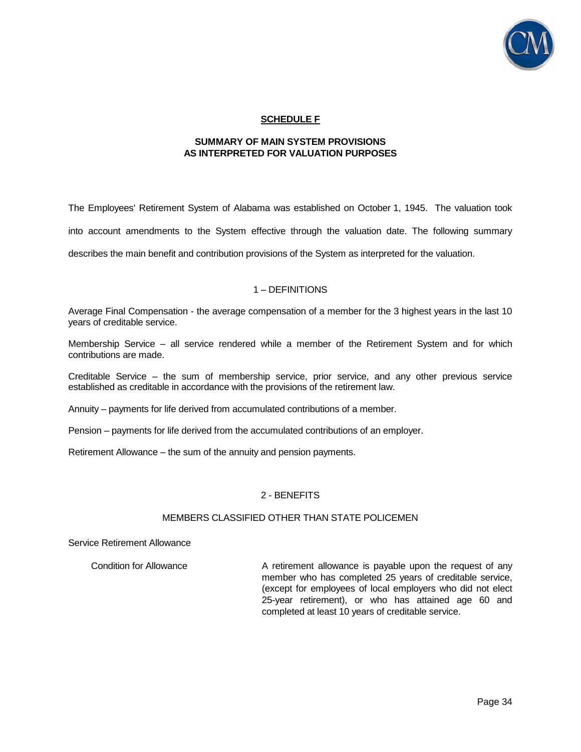## SCHEDULE F

### SUMMARY OF MAIN SYSTEM PROVISIONS AS INTERPRETED FOR VALUATION PURPOSES

The Employees' Retirement System of Alabama was established on October 1, 1945. The valuation took into account amendments to the System effective through the valuation date. The following summary describes the main benefit and contribution provisions of the System as interpreted for the valuation.

### 1 – DEFINITIONS

Average Final Compensation - the average compensation of a member for the 3 highest years in the last 10 years of creditable service.

Membership Service – all service rendered while a member of the Retirement System and for which contributions are made.

Creditable Service – the sum of membership service, prior service, and any other previous service established as creditable in accordance with the provisions of the retirement law.

Annuity – payments for life derived from accumulated contributions of a member.

Pension – payments for life derived from the accumulated contributions of an employer.

Retirement Allowance – the sum of the annuity and pension payments.

### 2 - BENEFITS

#### MEMBERS CLASSIFIED OTHER THAN STATE POLICEMEN

Service Retirement Allowance

| Condition for Allowance | A retirement allowance is payable upon the request of any member who has completed 25 years of creditable service, (except for employees of local employers who did not elect 25-year retirement), or who has attained age 60 and completed at least 10 years of creditable service. |
|---|---|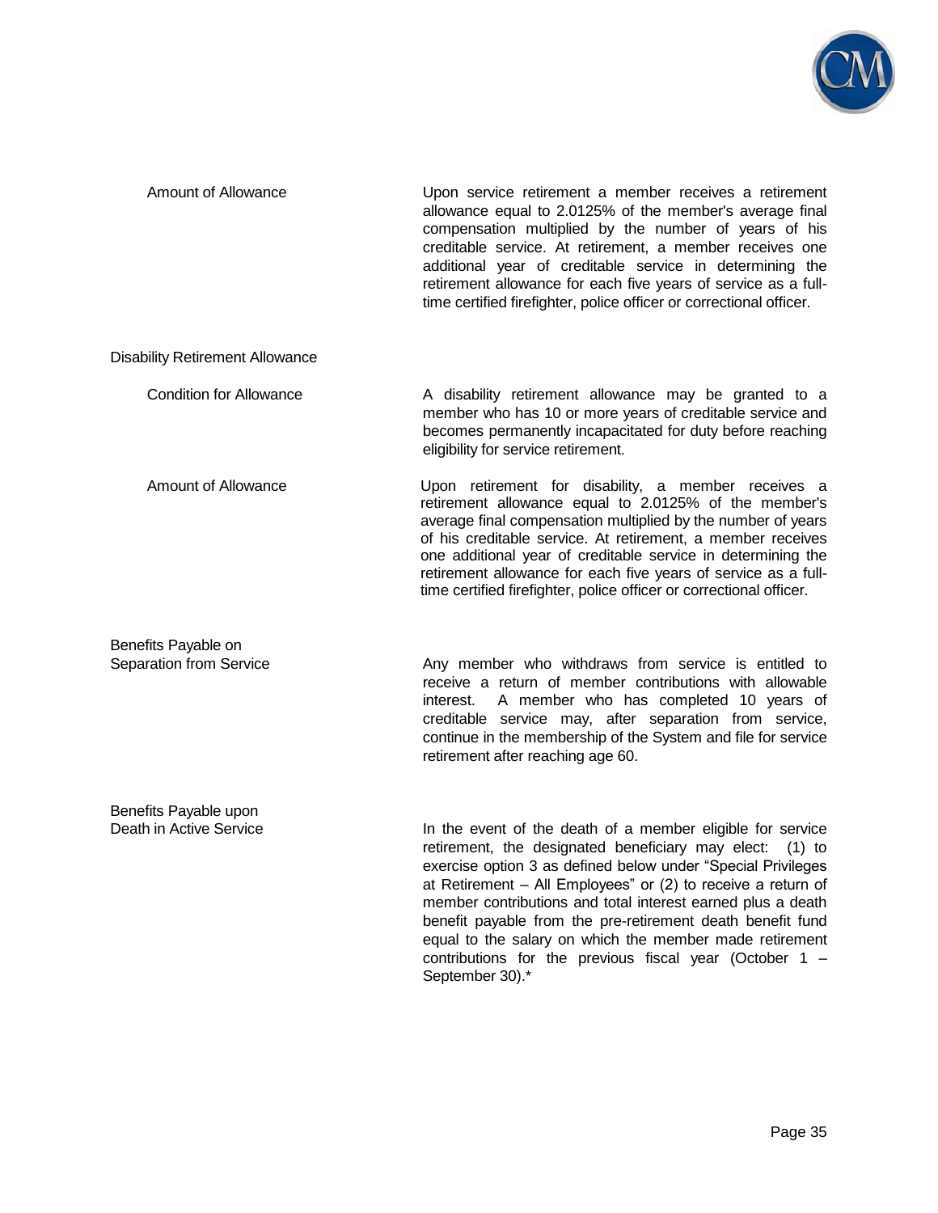**Amount of Allowance**

Upon service retirement a member receives a retirement allowance equal to 2.0125% of the member's average final compensation multiplied by the number of years of his creditable service. At retirement, a member receives one additional year of creditable service in determining the retirement allowance for each five years of service as a full-time certified firefighter, police officer or correctional officer.

### Disability Retirement Allowance

**Condition for Allowance**

A disability retirement allowance may be granted to a member who has 10 or more years of creditable service and becomes permanently incapacitated for duty before reaching eligibility for service retirement.

**Amount of Allowance**

Upon retirement for disability, a member receives a retirement allowance equal to 2.0125% of the member's average final compensation multiplied by the number of years of his creditable service. At retirement, a member receives one additional year of creditable service in determining the retirement allowance for each five years of service as a full-time certified firefighter, police officer or correctional officer.

### Benefits Payable on Separation from Service

Any member who withdraws from service is entitled to receive a return of member contributions with allowable interest. A member who has completed 10 years of creditable service may, after separation from service, continue in the membership of the System and file for service retirement after reaching age 60.

### Benefits Payable upon Death in Active Service

In the event of the death of a member eligible for service retirement, the designated beneficiary may elect: (1) to exercise option 3 as defined below under "Special Privileges at Retirement – All Employees" or (2) to receive a return of member contributions and total interest earned plus a death benefit payable from the pre-retirement death benefit fund equal to the salary on which the member made retirement contributions for the previous fiscal year (October 1 – September 30).*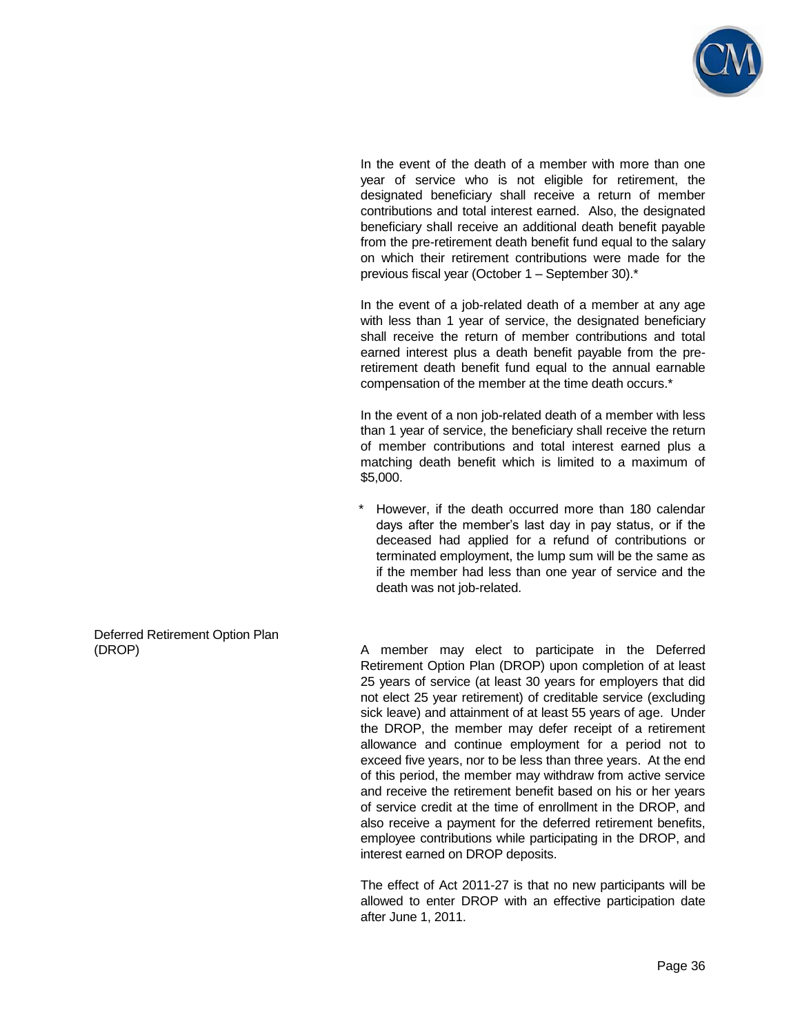In the event of the death of a member with more than one year of service who is not eligible for retirement, the designated beneficiary shall receive a return of member contributions and total interest earned. Also, the designated beneficiary shall receive an additional death benefit payable from the pre-retirement death benefit fund equal to the salary on which their retirement contributions were made for the previous fiscal year (October 1 – September 30).*

In the event of a job-related death of a member at any age with less than 1 year of service, the designated beneficiary shall receive the return of member contributions and total earned interest plus a death benefit payable from the pre-retirement death benefit fund equal to the annual earnable compensation of the member at the time death occurs.*

In the event of a non job-related death of a member with less than 1 year of service, the beneficiary shall receive the return of member contributions and total interest earned plus a matching death benefit which is limited to a maximum of $5,000.

\* However, if the death occurred more than 180 calendar days after the member's last day in pay status, or if the deceased had applied for a refund of contributions or terminated employment, the lump sum will be the same as if the member had less than one year of service and the death was not job-related.

**Deferred Retirement Option Plan (DROP)**

A member may elect to participate in the Deferred Retirement Option Plan (DROP) upon completion of at least 25 years of service (at least 30 years for employers that did not elect 25 year retirement) of creditable service (excluding sick leave) and attainment of at least 55 years of age. Under the DROP, the member may defer receipt of a retirement allowance and continue employment for a period not to exceed five years, nor to be less than three years. At the end of this period, the member may withdraw from active service and receive the retirement benefit based on his or her years of service credit at the time of enrollment in the DROP, and also receive a payment for the deferred retirement benefits, employee contributions while participating in the DROP, and interest earned on DROP deposits.

The effect of Act 2011-27 is that no new participants will be allowed to enter DROP with an effective participation date after June 1, 2011.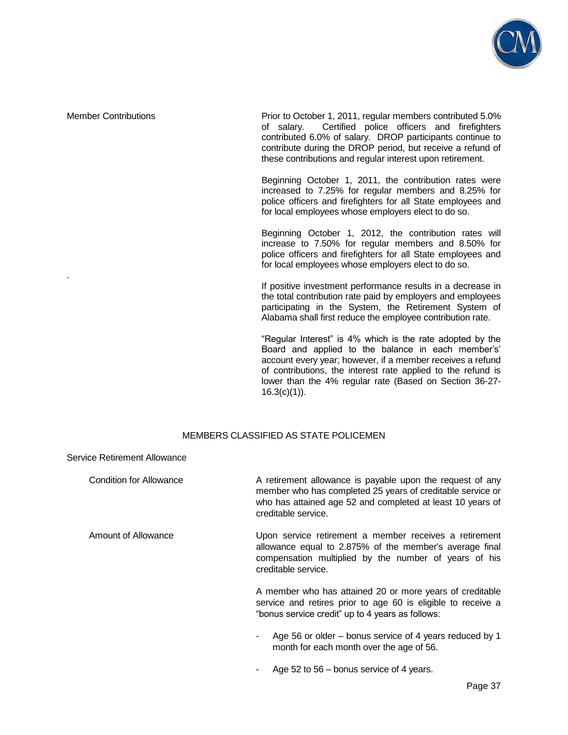**Member Contributions**

Prior to October 1, 2011, regular members contributed 5.0% of salary. Certified police officers and firefighters contributed 6.0% of salary. DROP participants continue to contribute during the DROP period, but receive a refund of these contributions and regular interest upon retirement.

Beginning October 1, 2011, the contribution rates were increased to 7.25% for regular members and 8.25% for police officers and firefighters for all State employees and for local employees whose employers elect to do so.

Beginning October 1, 2012, the contribution rates will increase to 7.50% for regular members and 8.50% for police officers and firefighters for all State employees and for local employees whose employers elect to do so.

If positive investment performance results in a decrease in the total contribution rate paid by employers and employees participating in the System, the Retirement System of Alabama shall first reduce the employee contribution rate.

"Regular Interest" is 4% which is the rate adopted by the Board and applied to the balance in each member's' account every year; however, if a member receives a refund of contributions, the interest rate applied to the refund is lower than the 4% regular rate (Based on Section 36-27-16.3(c)(1)).

## MEMBERS CLASSIFIED AS STATE POLICEMEN

### Service Retirement Allowance

**Condition for Allowance**

A retirement allowance is payable upon the request of any member who has completed 25 years of creditable service or who has attained age 52 and completed at least 10 years of creditable service.

**Amount of Allowance**

Upon service retirement a member receives a retirement allowance equal to 2.875% of the member's average final compensation multiplied by the number of years of his creditable service.

A member who has attained 20 or more years of creditable service and retires prior to age 60 is eligible to receive a "bonus service credit" up to 4 years as follows:

- Age 56 or older – bonus service of 4 years reduced by 1 month for each month over the age of 56.
- Age 52 to 56 – bonus service of 4 years.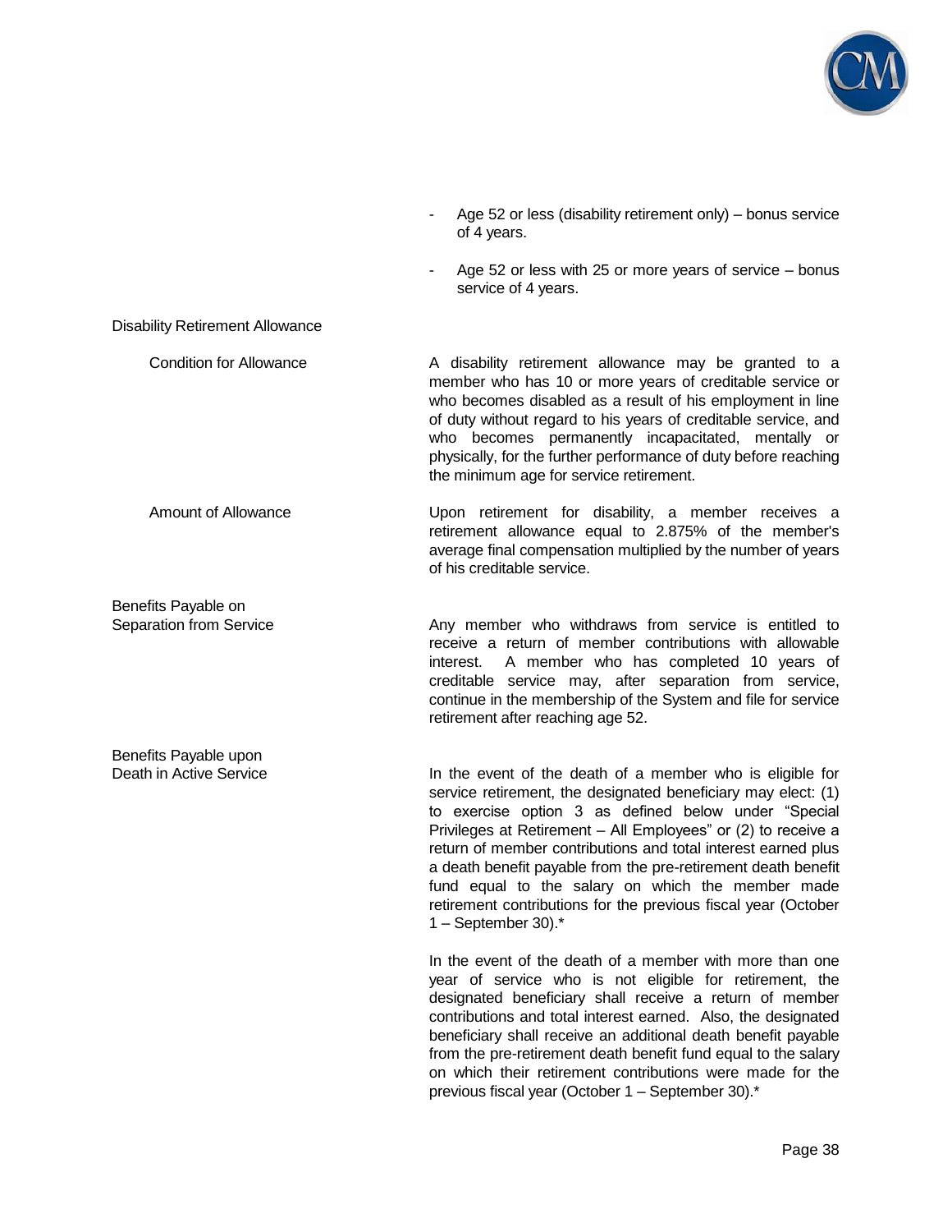- Age 52 or less (disability retirement only) – bonus service of 4 years.

- Age 52 or less with 25 or more years of service – bonus service of 4 years.

Disability Retirement Allowance

Condition for Allowance

A disability retirement allowance may be granted to a member who has 10 or more years of creditable service or who becomes disabled as a result of his employment in line of duty without regard to his years of creditable service, and who becomes permanently incapacitated, mentally or physically, for the further performance of duty before reaching the minimum age for service retirement.

Amount of Allowance

Upon retirement for disability, a member receives a retirement allowance equal to 2.875% of the member's average final compensation multiplied by the number of years of his creditable service.

Benefits Payable on Separation from Service

Any member who withdraws from service is entitled to receive a return of member contributions with allowable interest. A member who has completed 10 years of creditable service may, after separation from service, continue in the membership of the System and file for service retirement after reaching age 52.

Benefits Payable upon Death in Active Service

In the event of the death of a member who is eligible for service retirement, the designated beneficiary may elect: (1) to exercise option 3 as defined below under "Special Privileges at Retirement – All Employees" or (2) to receive a return of member contributions and total interest earned plus a death benefit payable from the pre-retirement death benefit fund equal to the salary on which the member made retirement contributions for the previous fiscal year (October 1 – September 30).*

In the event of the death of a member with more than one year of service who is not eligible for retirement, the designated beneficiary shall receive a return of member contributions and total interest earned. Also, the designated beneficiary shall receive an additional death benefit payable from the pre-retirement death benefit fund equal to the salary on which their retirement contributions were made for the previous fiscal year (October 1 – September 30).*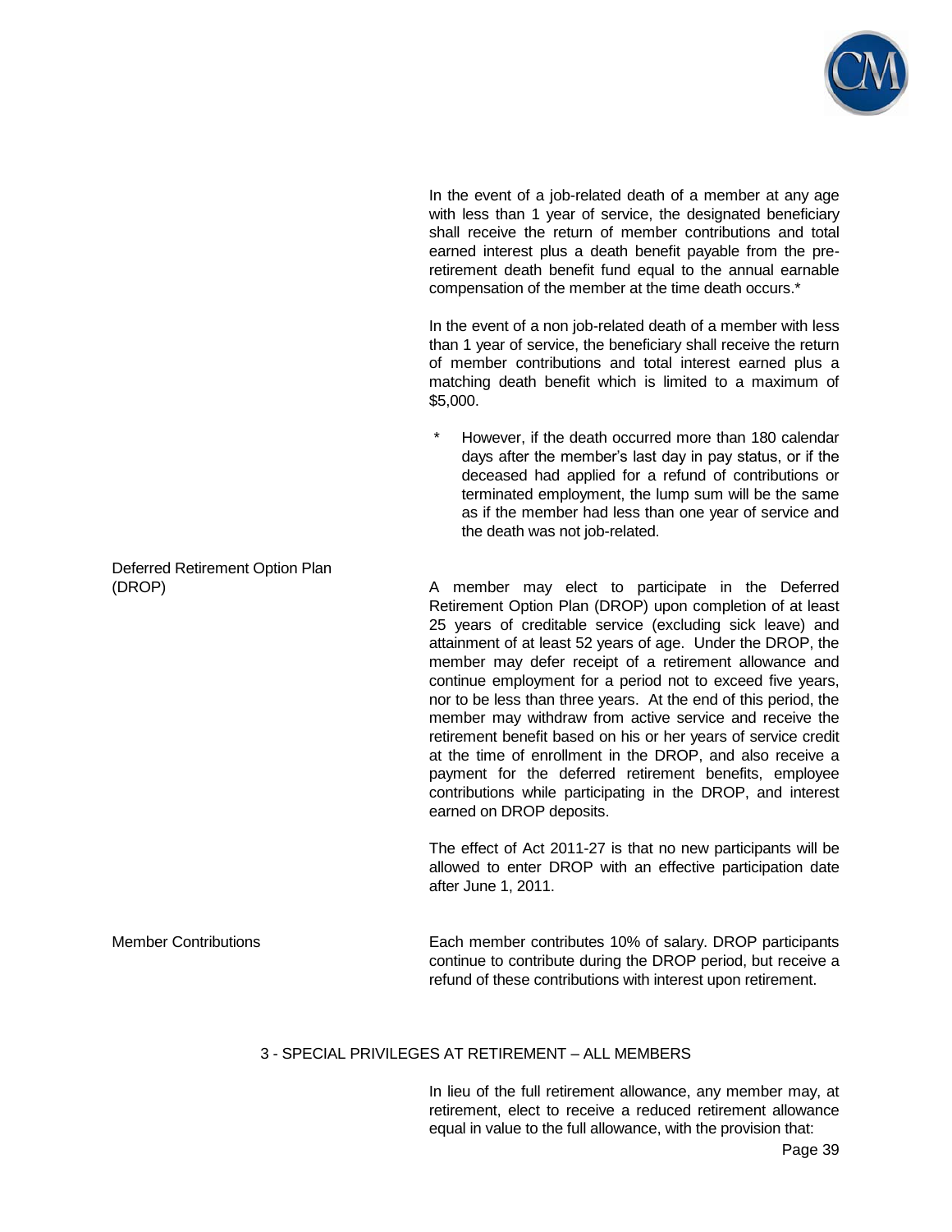In the event of a job-related death of a member at any age with less than 1 year of service, the designated beneficiary shall receive the return of member contributions and total earned interest plus a death benefit payable from the pre-retirement death benefit fund equal to the annual earnable compensation of the member at the time death occurs.*

In the event of a non job-related death of a member with less than 1 year of service, the beneficiary shall receive the return of member contributions and total interest earned plus a matching death benefit which is limited to a maximum of $5,000.

\* However, if the death occurred more than 180 calendar days after the member's last day in pay status, or if the deceased had applied for a refund of contributions or terminated employment, the lump sum will be the same as if the member had less than one year of service and the death was not job-related.

**Deferred Retirement Option Plan (DROP)**

A member may elect to participate in the Deferred Retirement Option Plan (DROP) upon completion of at least 25 years of creditable service (excluding sick leave) and attainment of at least 52 years of age. Under the DROP, the member may defer receipt of a retirement allowance and continue employment for a period not to exceed five years, nor to be less than three years. At the end of this period, the member may withdraw from active service and receive the retirement benefit based on his or her years of service credit at the time of enrollment in the DROP, and also receive a payment for the deferred retirement benefits, employee contributions while participating in the DROP, and interest earned on DROP deposits.

The effect of Act 2011-27 is that no new participants will be allowed to enter DROP with an effective participation date after June 1, 2011.

**Member Contributions**

Each member contributes 10% of salary. DROP participants continue to contribute during the DROP period, but receive a refund of these contributions with interest upon retirement.

## 3 - SPECIAL PRIVILEGES AT RETIREMENT – ALL MEMBERS

In lieu of the full retirement allowance, any member may, at retirement, elect to receive a reduced retirement allowance equal in value to the full allowance, with the provision that: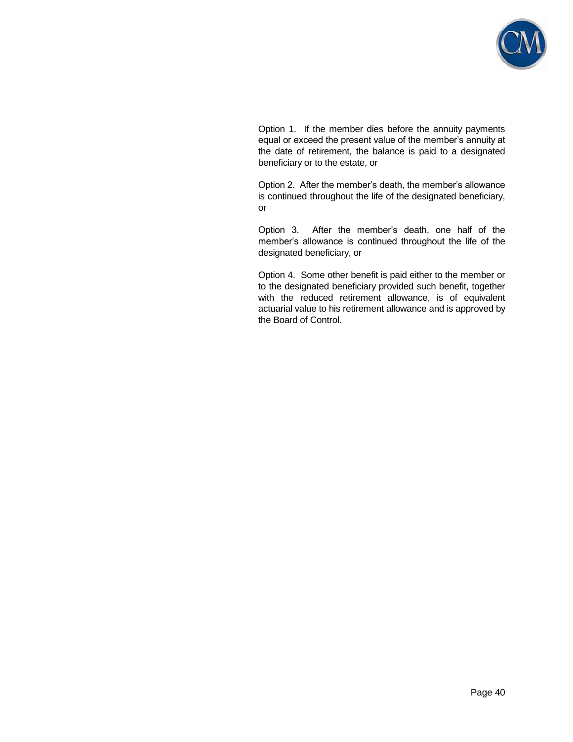Option 1. If the member dies before the annuity payments equal or exceed the present value of the member's annuity at the date of retirement, the balance is paid to a designated beneficiary or to the estate, or

Option 2. After the member's death, the member's allowance is continued throughout the life of the designated beneficiary, or

Option 3. After the member's death, one half of the member's allowance is continued throughout the life of the designated beneficiary, or

Option 4. Some other benefit is paid either to the member or to the designated beneficiary provided such benefit, together with the reduced retirement allowance, is of equivalent actuarial value to his retirement allowance and is approved by the Board of Control.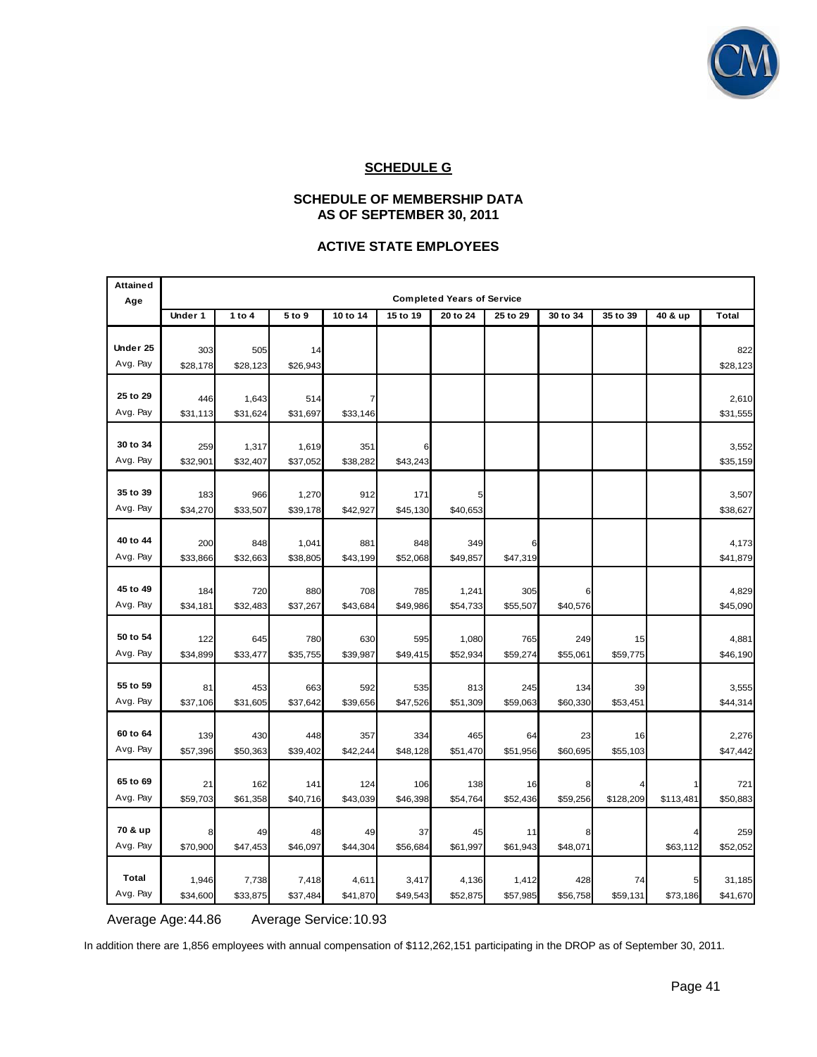## SCHEDULE G

### SCHEDULE OF MEMBERSHIP DATA AS OF SEPTEMBER 30, 2011

### ACTIVE STATE EMPLOYEES

| Attained Age | Completed Years of Service | | | | | | | | | | |
|---|---|---|---|---|---|---|---|---|---|---|---|
| | Under 1 | 1 to 4 | 5 to 9 | 10 to 14 | 15 to 19 | 20 to 24 | 25 to 29 | 30 to 34 | 35 to 39 | 40 & up | Total |
| Under 25 | 303 | 505 | 14 | | | | | | | | 822 |
| Avg. Pay | $28,178 | $28,123 | $26,943 | | | | | | | | $28,123 |
| 25 to 29 | 446 | 1,643 | 514 | 7 | | | | | | | 2,610 |
| Avg. Pay | $31,113 | $31,624 | $31,697 | $33,146 | | | | | | | $31,555 |
| 30 to 34 | 259 | 1,317 | 1,619 | 351 | 6 | | | | | | 3,552 |
| Avg. Pay | $32,901 | $32,407 | $37,052 | $38,282 | $43,243 | | | | | | $35,159 |
| 35 to 39 | 183 | 966 | 1,270 | 912 | 171 | 5 | | | | | 3,507 |
| Avg. Pay | $34,270 | $33,507 | $39,178 | $42,927 | $45,130 | $40,653 | | | | | $38,627 |
| 40 to 44 | 200 | 848 | 1,041 | 881 | 848 | 349 | 6 | | | | 4,173 |
| Avg. Pay | $33,866 | $32,663 | $38,805 | $43,199 | $52,068 | $49,857 | $47,319 | | | | $41,879 |
| 45 to 49 | 184 | 720 | 880 | 708 | 785 | 1,241 | 305 | 6 | | | 4,829 |
| Avg. Pay | $34,181 | $32,483 | $37,267 | $43,684 | $49,986 | $54,733 | $55,507 | $40,576 | | | $45,090 |
| 50 to 54 | 122 | 645 | 780 | 630 | 595 | 1,080 | 765 | 249 | 15 | | 4,881 |
| Avg. Pay | $34,899 | $33,477 | $35,755 | $39,987 | $49,415 | $52,934 | $59,274 | $55,061 | $59,775 | | $46,190 |
| 55 to 59 | 81 | 453 | 663 | 592 | 535 | 813 | 245 | 134 | 39 | | 3,555 |
| Avg. Pay | $37,106 | $31,605 | $37,642 | $39,656 | $47,526 | $51,309 | $59,063 | $60,330 | $53,451 | | $44,314 |
| 60 to 64 | 139 | 430 | 448 | 357 | 334 | 465 | 64 | 23 | 16 | | 2,276 |
| Avg. Pay | $57,396 | $50,363 | $39,402 | $42,244 | $48,128 | $51,470 | $51,956 | $60,695 | $55,103 | | $47,442 |
| 65 to 69 | 21 | 162 | 141 | 124 | 106 | 138 | 16 | 8 | 4 | 1 | 721 |
| Avg. Pay | $59,703 | $61,358 | $40,716 | $43,039 | $46,398 | $54,764 | $52,436 | $59,256 | $128,209 | $113,481 | $50,883 |
| 70 & up | 8 | 49 | 48 | 49 | 37 | 45 | 11 | 8 | | 4 | 259 |
| Avg. Pay | $70,900 | $47,453 | $46,097 | $44,304 | $56,684 | $61,997 | $61,943 | $48,071 | | $63,112 | $52,052 |
| Total | 1,946 | 7,738 | 7,418 | 4,611 | 3,417 | 4,136 | 1,412 | 428 | 74 | 5 | 31,185 |
| Avg. Pay | $34,600 | $33,875 | $37,484 | $41,870 | $49,543 | $52,875 | $57,985 | $56,758 | $59,131 | $73,186 | $41,670 |

Average Age: 44.86 Average Service: 10.93

In addition there are 1,856 employees with annual compensation of $112,262,151 participating in the DROP as of September 30, 2011.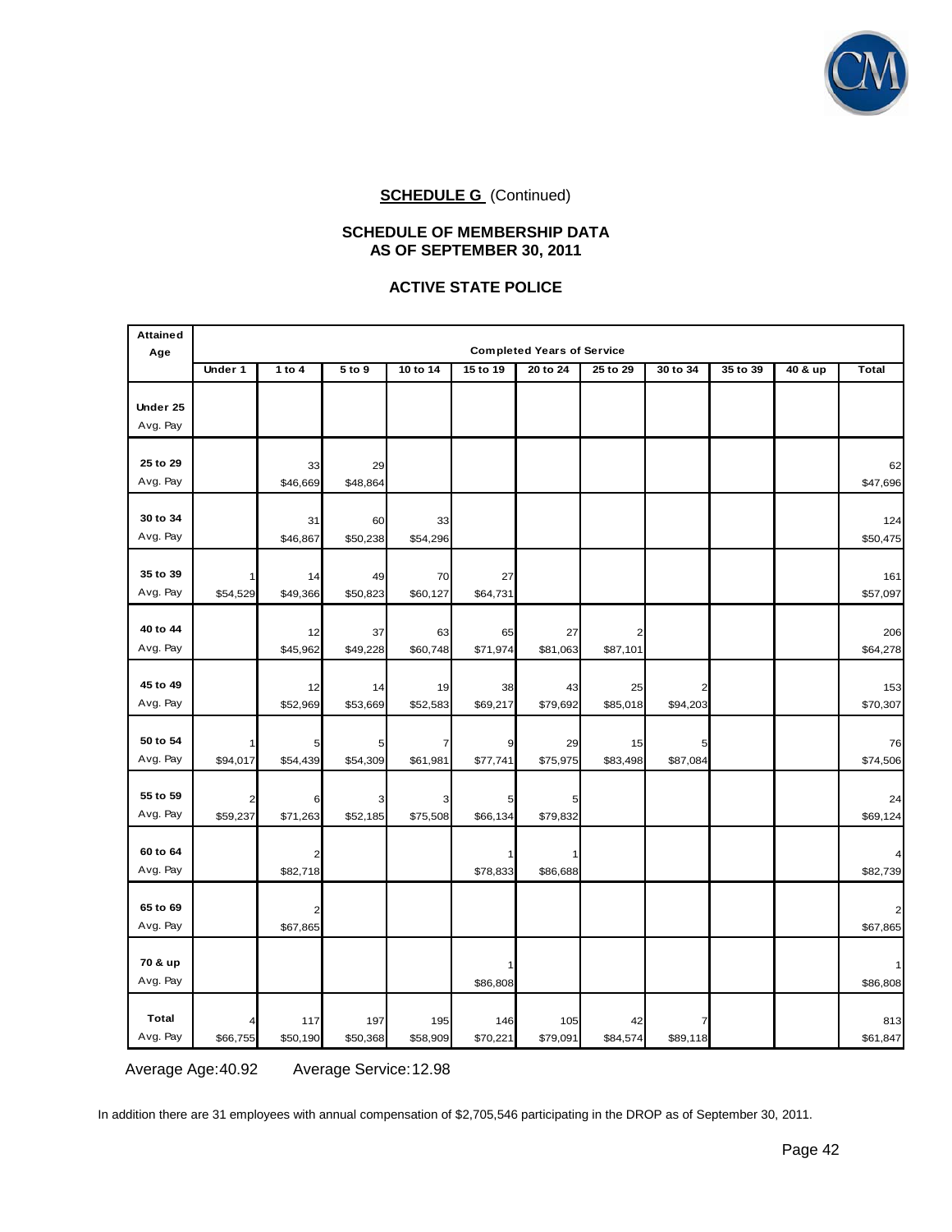## SCHEDULE G (Continued)

### SCHEDULE OF MEMBERSHIP DATA AS OF SEPTEMBER 30, 2011

### ACTIVE STATE POLICE

| Attained Age | Completed Years of Service | | | | | | | | | | |
|---|---|---|---|---|---|---|---|---|---|---|---|
| | Under 1 | 1 to 4 | 5 to 9 | 10 to 14 | 15 to 19 | 20 to 24 | 25 to 29 | 30 to 34 | 35 to 39 | 40 & up | Total |
| Under 25 | | | | | | | | | | | |
| Avg. Pay | | | | | | | | | | | |
| 25 to 29 | | 33 | 29 | | | | | | | | 62 |
| Avg. Pay | | $46,669 | $48,864 | | | | | | | | $47,696 |
| 30 to 34 | | 31 | 60 | 33 | | | | | | | 124 |
| Avg. Pay | | $46,867 | $50,238 | $54,296 | | | | | | | $50,475 |
| 35 to 39 | 1 | 14 | 49 | 70 | 27 | | | | | | 161 |
| Avg. Pay | $54,529 | $49,366 | $50,823 | $60,127 | $64,731 | | | | | | $57,097 |
| 40 to 44 | | 12 | 37 | 63 | 65 | 27 | 2 | | | | 206 |
| Avg. Pay | | $45,962 | $49,228 | $60,748 | $71,974 | $81,063 | $87,101 | | | | $64,278 |
| 45 to 49 | | 12 | 14 | 19 | 38 | 43 | 25 | 2 | | | 153 |
| Avg. Pay | | $52,969 | $53,669 | $52,583 | $69,217 | $79,692 | $85,018 | $94,203 | | | $70,307 |
| 50 to 54 | 1 | 5 | 5 | 7 | 9 | 29 | 15 | 5 | | | 76 |
| Avg. Pay | $94,017 | $54,439 | $54,309 | $61,981 | $77,741 | $75,975 | $83,498 | $87,084 | | | $74,506 |
| 55 to 59 | 2 | 6 | 3 | 3 | 5 | 5 | | | | | 24 |
| Avg. Pay | $59,237 | $71,263 | $52,185 | $75,508 | $66,134 | $79,832 | | | | | $69,124 |
| 60 to 64 | | 2 | | | 1 | 1 | | | | | 4 |
| Avg. Pay | | $82,718 | | | $78,833 | $86,688 | | | | | $82,739 |
| 65 to 69 | | 2 | | | | | | | | | 2 |
| Avg. Pay | | $67,865 | | | | | | | | | $67,865 |
| 70 & up | | | | | 1 | | | | | | 1 |
| Avg. Pay | | | | | $86,808 | | | | | | $86,808 |
| Total | 4 | 117 | 197 | 195 | 146 | 105 | 42 | 7 | | | 813 |
| Avg. Pay | $66,755 | $50,190 | $50,368 | $58,909 | $70,221 | $79,091 | $84,574 | $89,118 | | | $61,847 |

Average Age: 40.92     Average Service: 12.98

In addition there are 31 employees with annual compensation of $2,705,546 participating in the DROP as of September 30, 2011.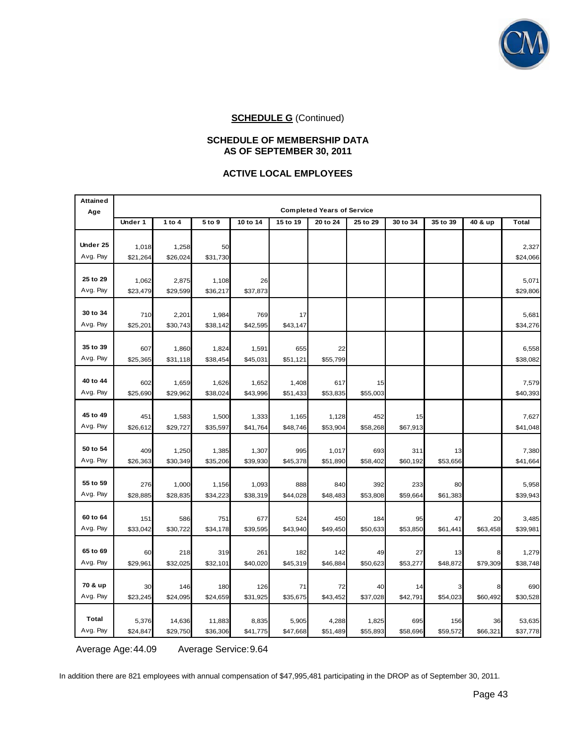**SCHEDULE G** (Continued)

**SCHEDULE OF MEMBERSHIP DATA**
**AS OF SEPTEMBER 30, 2011**

**ACTIVE LOCAL EMPLOYEES**

| Attained Age | Completed Years of Service | | | | | | | | | | |
|---|---|---|---|---|---|---|---|---|---|---|---|
| | Under 1 | 1 to 4 | 5 to 9 | 10 to 14 | 15 to 19 | 20 to 24 | 25 to 29 | 30 to 34 | 35 to 39 | 40 & up | Total |
| **Under 25** | 1,018 | 1,258 | 50 | | | | | | | | 2,327 |
| Avg. Pay | $21,264 | $26,024 | $31,730 | | | | | | | | $24,066 |
| **25 to 29** | 1,062 | 2,875 | 1,108 | 26 | | | | | | | 5,071 |
| Avg. Pay | $23,479 | $29,599 | $36,217 | $37,873 | | | | | | | $29,806 |
| **30 to 34** | 710 | 2,201 | 1,984 | 769 | 17 | | | | | | 5,681 |
| Avg. Pay | $25,201 | $30,743 | $38,142 | $42,595 | $43,147 | | | | | | $34,276 |
| **35 to 39** | 607 | 1,860 | 1,824 | 1,591 | 655 | 22 | | | | | 6,558 |
| Avg. Pay | $25,365 | $31,118 | $38,454 | $45,031 | $51,121 | $55,799 | | | | | $38,082 |
| **40 to 44** | 602 | 1,659 | 1,626 | 1,652 | 1,408 | 617 | 15 | | | | 7,579 |
| Avg. Pay | $25,690 | $29,962 | $38,024 | $43,996 | $51,433 | $53,835 | $55,003 | | | | $40,393 |
| **45 to 49** | 451 | 1,583 | 1,500 | 1,333 | 1,165 | 1,128 | 452 | 15 | | | 7,627 |
| Avg. Pay | $26,612 | $29,727 | $35,597 | $41,764 | $48,746 | $53,904 | $58,268 | $67,913 | | | $41,048 |
| **50 to 54** | 409 | 1,250 | 1,385 | 1,307 | 995 | 1,017 | 693 | 311 | 13 | | 7,380 |
| Avg. Pay | $26,363 | $30,349 | $35,206 | $39,930 | $45,378 | $51,890 | $58,402 | $60,192 | $53,656 | | $41,664 |
| **55 to 59** | 276 | 1,000 | 1,156 | 1,093 | 888 | 840 | 392 | 233 | 80 | | 5,958 |
| Avg. Pay | $28,885 | $28,835 | $34,223 | $38,319 | $44,028 | $48,483 | $53,808 | $59,664 | $61,383 | | $39,943 |
| **60 to 64** | 151 | 586 | 751 | 677 | 524 | 450 | 184 | 95 | 47 | 20 | 3,485 |
| Avg. Pay | $33,042 | $30,722 | $34,178 | $39,595 | $43,940 | $49,450 | $50,633 | $53,850 | $61,441 | $63,458 | $39,981 |
| **65 to 69** | 60 | 218 | 319 | 261 | 182 | 142 | 49 | 27 | 13 | 8 | 1,279 |
| Avg. Pay | $29,961 | $32,025 | $32,101 | $40,020 | $45,319 | $46,884 | $50,623 | $53,277 | $48,872 | $79,309 | $38,748 |
| **70 & up** | 30 | 146 | 180 | 126 | 71 | 72 | 40 | 14 | 3 | 8 | 690 |
| Avg. Pay | $23,245 | $24,095 | $24,659 | $31,925 | $35,675 | $43,452 | $37,028 | $42,791 | $54,023 | $60,492 | $30,528 |
| **Total** | 5,376 | 14,636 | 11,883 | 8,835 | 5,905 | 4,288 | 1,825 | 695 | 156 | 36 | 53,635 |
| Avg. Pay | $24,847 | $29,750 | $36,306 | $41,775 | $47,668 | $51,489 | $55,893 | $58,696 | $59,572 | $66,321 | $37,778 |

Average Age: 44.09    Average Service: 9.64

In addition there are 821 employees with annual compensation of $47,995,481 participating in the DROP as of September 30, 2011.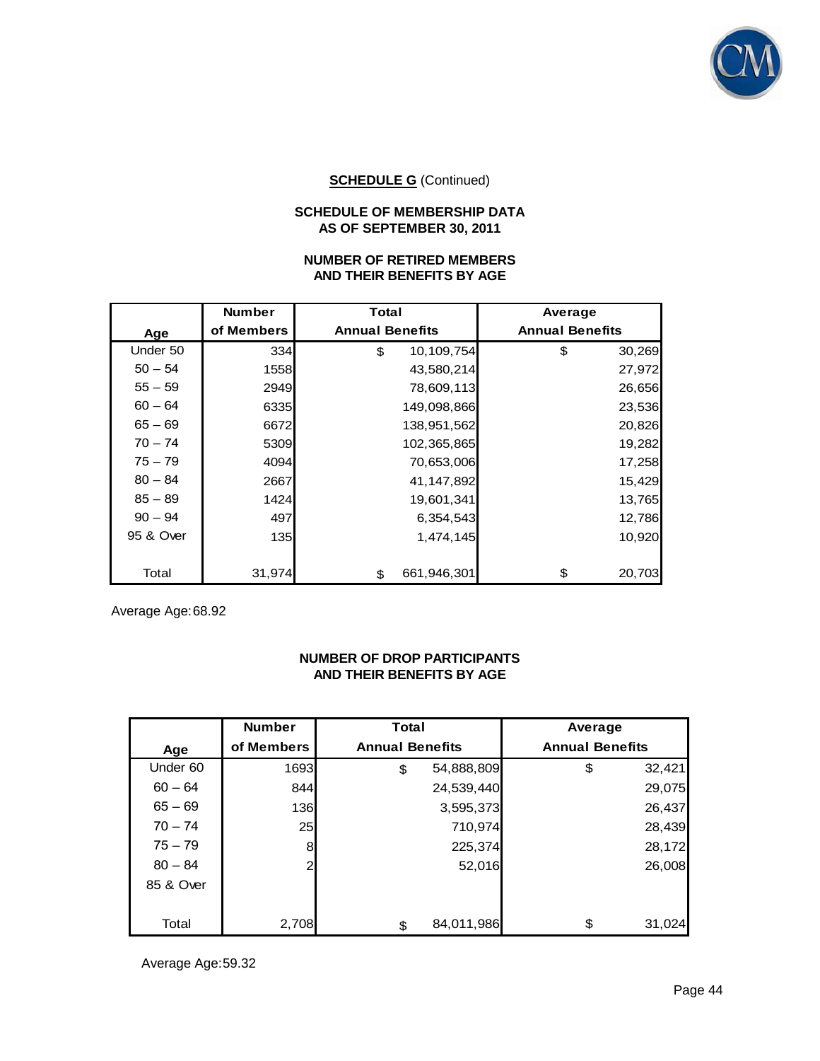**SCHEDULE G** (Continued)

**SCHEDULE OF MEMBERSHIP DATA**
**AS OF SEPTEMBER 30, 2011**

**NUMBER OF RETIRED MEMBERS**
**AND THEIR BENEFITS BY AGE**

| Age | Number of Members | Total Annual Benefits | Average Annual Benefits |
|---|---|---|---|
| Under 50 | 334 | $ 10,109,754 | $ 30,269 |
| 50 – 54 | 1558 | 43,580,214 | 27,972 |
| 55 – 59 | 2949 | 78,609,113 | 26,656 |
| 60 – 64 | 6335 | 149,098,866 | 23,536 |
| 65 – 69 | 6672 | 138,951,562 | 20,826 |
| 70 – 74 | 5309 | 102,365,865 | 19,282 |
| 75 – 79 | 4094 | 70,653,006 | 17,258 |
| 80 – 84 | 2667 | 41,147,892 | 15,429 |
| 85 – 89 | 1424 | 19,601,341 | 13,765 |
| 90 – 94 | 497 | 6,354,543 | 12,786 |
| 95 & Over | 135 | 1,474,145 | 10,920 |
| Total | 31,974 | $ 661,946,301 | $ 20,703 |

Average Age: 68.92

**NUMBER OF DROP PARTICIPANTS**
**AND THEIR BENEFITS BY AGE**

| Age | Number of Members | Total Annual Benefits | Average Annual Benefits |
|---|---|---|---|
| Under 60 | 1693 | $ 54,888,809 | $ 32,421 |
| 60 – 64 | 844 | 24,539,440 | 29,075 |
| 65 – 69 | 136 | 3,595,373 | 26,437 |
| 70 – 74 | 25 | 710,974 | 28,439 |
| 75 – 79 | 8 | 225,374 | 28,172 |
| 80 – 84 | 2 | 52,016 | 26,008 |
| 85 & Over | | | |
| Total | 2,708 | $ 84,011,986 | $ 31,024 |

Average Age: 59.32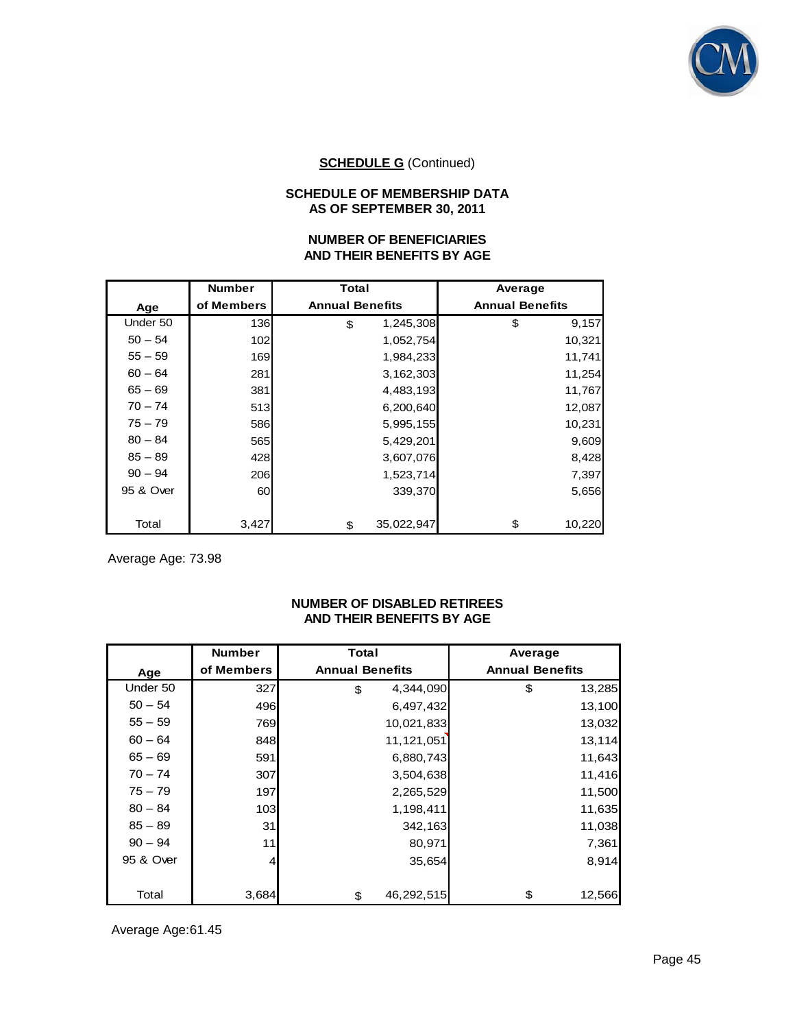**SCHEDULE G** (Continued)

**SCHEDULE OF MEMBERSHIP DATA**
**AS OF SEPTEMBER 30, 2011**

**NUMBER OF BENEFICIARIES**
**AND THEIR BENEFITS BY AGE**

| Age | Number of Members | Total Annual Benefits | Average Annual Benefits |
|---|---|---|---|
| Under 50 | 136 | $ 1,245,308 | $ 9,157 |
| 50 – 54 | 102 | 1,052,754 | 10,321 |
| 55 – 59 | 169 | 1,984,233 | 11,741 |
| 60 – 64 | 281 | 3,162,303 | 11,254 |
| 65 – 69 | 381 | 4,483,193 | 11,767 |
| 70 – 74 | 513 | 6,200,640 | 12,087 |
| 75 – 79 | 586 | 5,995,155 | 10,231 |
| 80 – 84 | 565 | 5,429,201 | 9,609 |
| 85 – 89 | 428 | 3,607,076 | 8,428 |
| 90 – 94 | 206 | 1,523,714 | 7,397 |
| 95 & Over | 60 | 339,370 | 5,656 |
| Total | 3,427 | $ 35,022,947 | $ 10,220 |

Average Age: 73.98

**NUMBER OF DISABLED RETIREES**
**AND THEIR BENEFITS BY AGE**

| Age | Number of Members | Total Annual Benefits | Average Annual Benefits |
|---|---|---|---|
| Under 50 | 327 | $ 4,344,090 | $ 13,285 |
| 50 – 54 | 496 | 6,497,432 | 13,100 |
| 55 – 59 | 769 | 10,021,833 | 13,032 |
| 60 – 64 | 848 | 11,121,051 | 13,114 |
| 65 – 69 | 591 | 6,880,743 | 11,643 |
| 70 – 74 | 307 | 3,504,638 | 11,416 |
| 75 – 79 | 197 | 2,265,529 | 11,500 |
| 80 – 84 | 103 | 1,198,411 | 11,635 |
| 85 – 89 | 31 | 342,163 | 11,038 |
| 90 – 94 | 11 | 80,971 | 7,361 |
| 95 & Over | 4 | 35,654 | 8,914 |
| Total | 3,684 | $ 46,292,515 | $ 12,566 |

Average Age:61.45